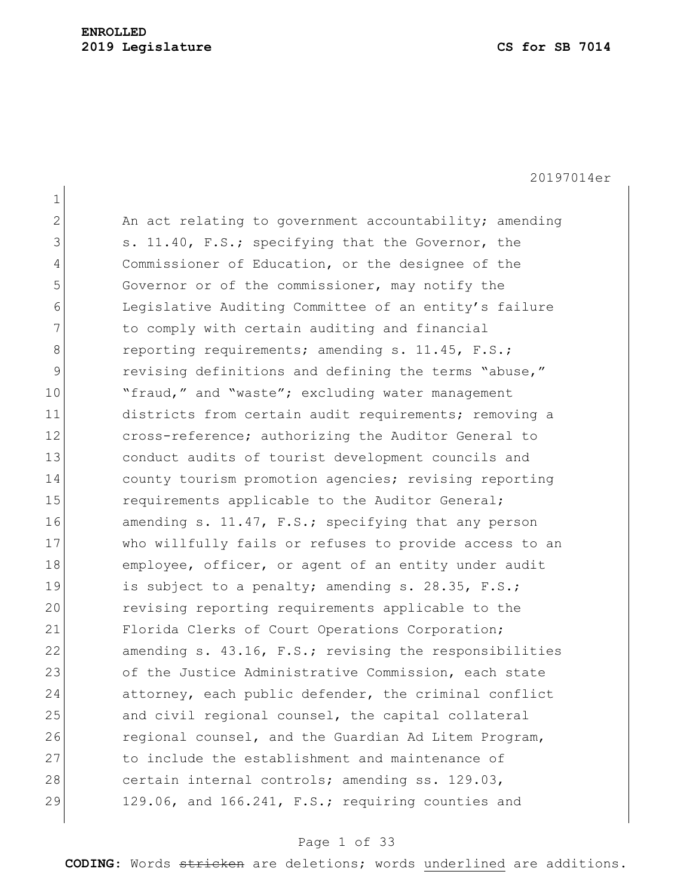**ENROLLED**
**2019 Legislature** **CS for SB 7014**

20197014er

An act relating to government accountability; amending s. 11.40, F.S.; specifying that the Governor, the Commissioner of Education, or the designee of the Governor or of the commissioner, may notify the Legislative Auditing Committee of an entity's failure to comply with certain auditing and financial reporting requirements; amending s. 11.45, F.S.; revising definitions and defining the terms "abuse," "fraud," and "waste"; excluding water management districts from certain audit requirements; removing a cross-reference; authorizing the Auditor General to conduct audits of tourist development councils and county tourism promotion agencies; revising reporting requirements applicable to the Auditor General; amending s. 11.47, F.S.; specifying that any person who willfully fails or refuses to provide access to an employee, officer, or agent of an entity under audit is subject to a penalty; amending s. 28.35, F.S.; revising reporting requirements applicable to the Florida Clerks of Court Operations Corporation; amending s. 43.16, F.S.; revising the responsibilities of the Justice Administrative Commission, each state attorney, each public defender, the criminal conflict and civil regional counsel, the capital collateral regional counsel, and the Guardian Ad Litem Program, to include the establishment and maintenance of certain internal controls; amending ss. 129.03, 129.06, and 166.241, F.S.; requiring counties and

**CODING:** Words ~~stricken~~ are deletions; words underlined are additions.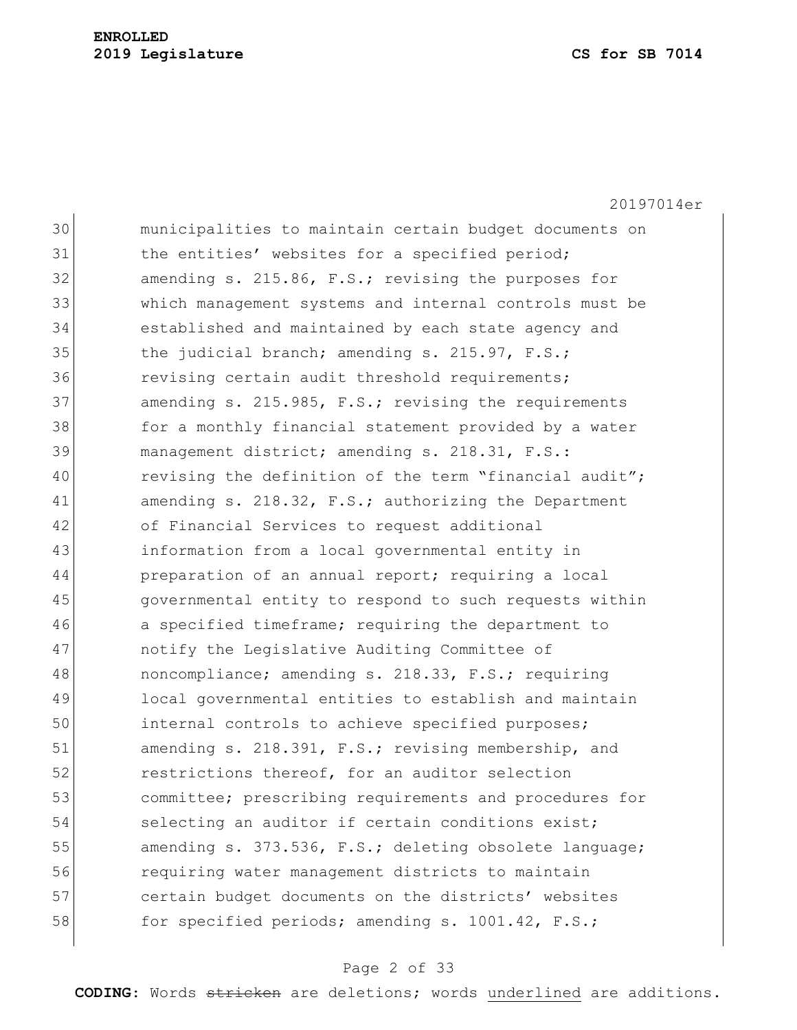municipalities to maintain certain budget documents on the entities' websites for a specified period; amending s. 215.86, F.S.; revising the purposes for which management systems and internal controls must be established and maintained by each state agency and the judicial branch; amending s. 215.97, F.S.; revising certain audit threshold requirements; amending s. 215.985, F.S.; revising the requirements for a monthly financial statement provided by a water management district; amending s. 218.31, F.S.: revising the definition of the term "financial audit"; amending s. 218.32, F.S.; authorizing the Department of Financial Services to request additional information from a local governmental entity in preparation of an annual report; requiring a local governmental entity to respond to such requests within a specified timeframe; requiring the department to notify the Legislative Auditing Committee of noncompliance; amending s. 218.33, F.S.; requiring local governmental entities to establish and maintain internal controls to achieve specified purposes; amending s. 218.391, F.S.; revising membership, and restrictions thereof, for an auditor selection committee; prescribing requirements and procedures for selecting an auditor if certain conditions exist; amending s. 373.536, F.S.; deleting obsolete language; requiring water management districts to maintain certain budget documents on the districts' websites for specified periods; amending s. 1001.42, F.S.;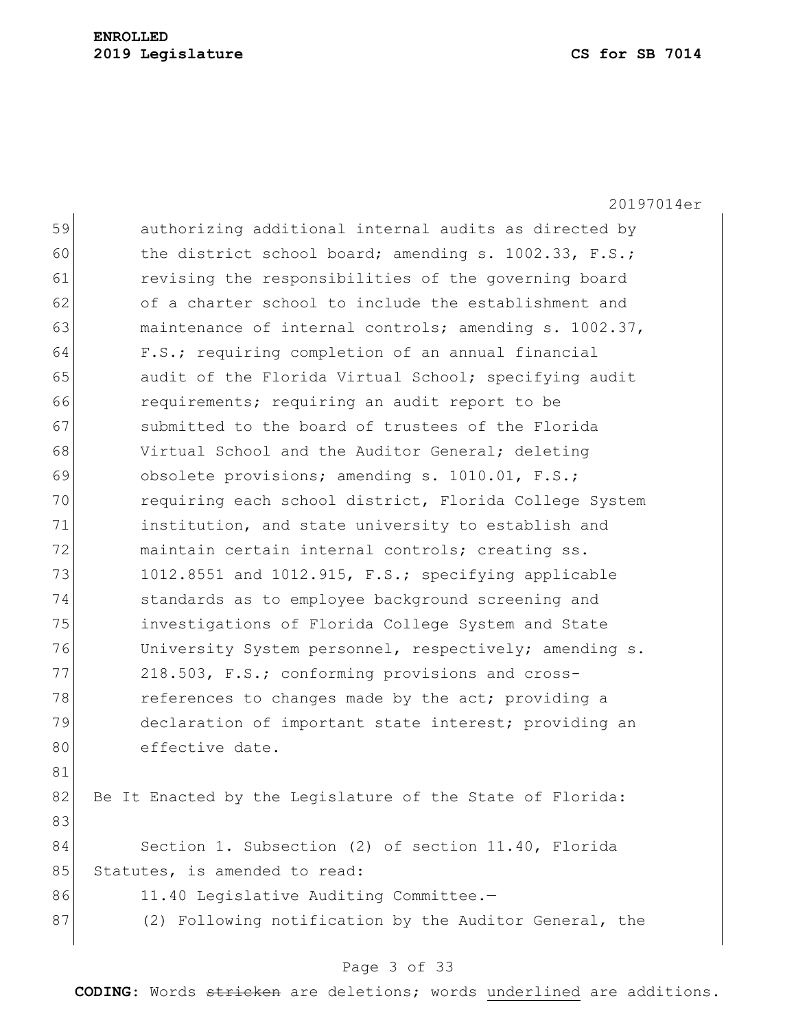authorizing additional internal audits as directed by the district school board; amending s. 1002.33, F.S.; revising the responsibilities of the governing board of a charter school to include the establishment and maintenance of internal controls; amending s. 1002.37, F.S.; requiring completion of an annual financial audit of the Florida Virtual School; specifying audit requirements; requiring an audit report to be submitted to the board of trustees of the Florida Virtual School and the Auditor General; deleting obsolete provisions; amending s. 1010.01, F.S.; requiring each school district, Florida College System institution, and state university to establish and maintain certain internal controls; creating ss. 1012.8551 and 1012.915, F.S.; specifying applicable standards as to employee background screening and investigations of Florida College System and State University System personnel, respectively; amending s. 218.503, F.S.; conforming provisions and cross-references to changes made by the act; providing a declaration of important state interest; providing an effective date.

Be It Enacted by the Legislature of the State of Florida:

Section 1. Subsection (2) of section 11.40, Florida Statutes, is amended to read:

11.40 Legislative Auditing Committee.—

(2) Following notification by the Auditor General, the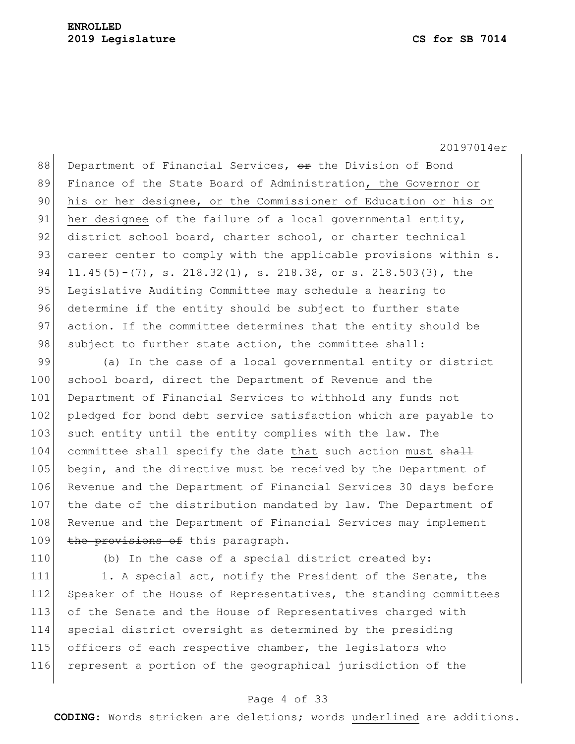Department of Financial Services, ~~or~~ the Division of Bond Finance of the State Board of Administration, <u>the Governor or his or her designee, or the Commissioner of Education or his or her designee</u> of the failure of a local governmental entity, district school board, charter school, or charter technical career center to comply with the applicable provisions within s. 11.45(5)-(7), s. 218.32(1), s. 218.38, or s. 218.503(3), the Legislative Auditing Committee may schedule a hearing to determine if the entity should be subject to further state action. If the committee determines that the entity should be subject to further state action, the committee shall:

(a) In the case of a local governmental entity or district school board, direct the Department of Revenue and the Department of Financial Services to withhold any funds not pledged for bond debt service satisfaction which are payable to such entity until the entity complies with the law. The committee shall specify the date <u>that</u> such action <u>must</u> ~~shall~~ begin, and the directive must be received by the Department of Revenue and the Department of Financial Services 30 days before the date of the distribution mandated by law. The Department of Revenue and the Department of Financial Services may implement ~~the provisions of~~ this paragraph.

(b) In the case of a special district created by:

1. A special act, notify the President of the Senate, the Speaker of the House of Representatives, the standing committees of the Senate and the House of Representatives charged with special district oversight as determined by the presiding officers of each respective chamber, the legislators who represent a portion of the geographical jurisdiction of the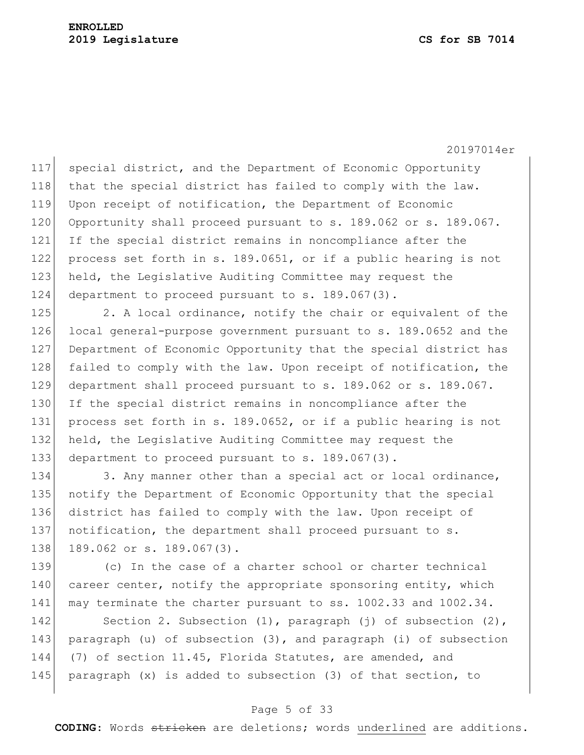special district, and the Department of Economic Opportunity that the special district has failed to comply with the law. Upon receipt of notification, the Department of Economic Opportunity shall proceed pursuant to s. 189.062 or s. 189.067. If the special district remains in noncompliance after the process set forth in s. 189.0651, or if a public hearing is not held, the Legislative Auditing Committee may request the department to proceed pursuant to s. 189.067(3).

2. A local ordinance, notify the chair or equivalent of the local general-purpose government pursuant to s. 189.0652 and the Department of Economic Opportunity that the special district has failed to comply with the law. Upon receipt of notification, the department shall proceed pursuant to s. 189.062 or s. 189.067. If the special district remains in noncompliance after the process set forth in s. 189.0652, or if a public hearing is not held, the Legislative Auditing Committee may request the department to proceed pursuant to s. 189.067(3).

3. Any manner other than a special act or local ordinance, notify the Department of Economic Opportunity that the special district has failed to comply with the law. Upon receipt of notification, the department shall proceed pursuant to s. 189.062 or s. 189.067(3).

(c) In the case of a charter school or charter technical career center, notify the appropriate sponsoring entity, which may terminate the charter pursuant to ss. 1002.33 and 1002.34.

Section 2. Subsection (1), paragraph (j) of subsection (2), paragraph (u) of subsection (3), and paragraph (i) of subsection (7) of section 11.45, Florida Statutes, are amended, and paragraph (x) is added to subsection (3) of that section, to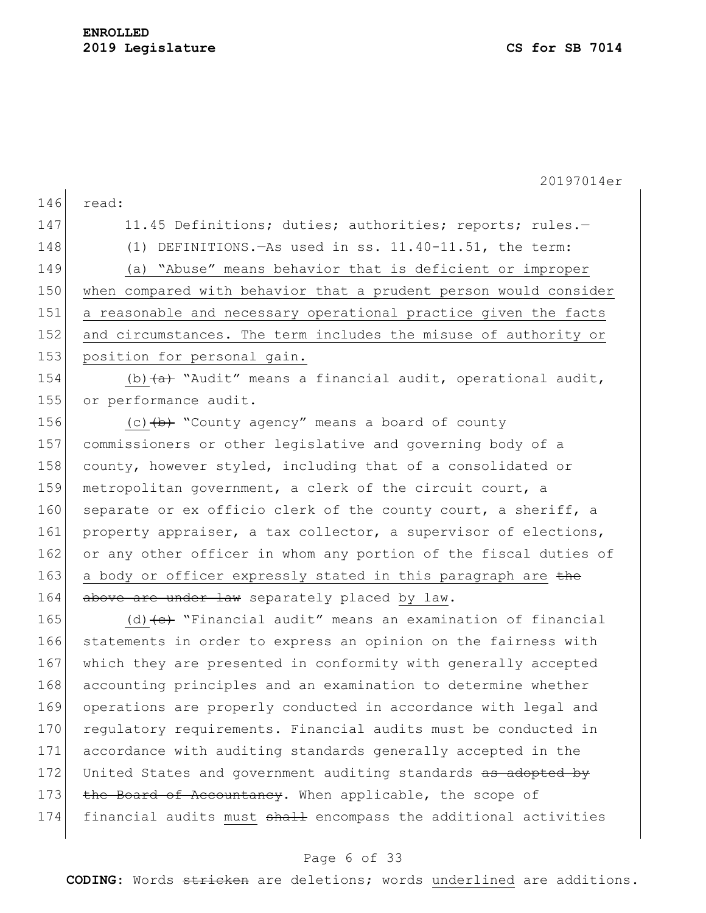read:

11.45 Definitions; duties; authorities; reports; rules.—

(1) DEFINITIONS.—As used in ss. 11.40-11.51, the term:

(a) "Abuse" means behavior that is deficient or improper when compared with behavior that a prudent person would consider a reasonable and necessary operational practice given the facts and circumstances. The term includes the misuse of authority or position for personal gain.

(b) ~~(a)~~ "Audit" means a financial audit, operational audit, or performance audit.

(c) ~~(b)~~ "County agency" means a board of county commissioners or other legislative and governing body of a county, however styled, including that of a consolidated or metropolitan government, a clerk of the circuit court, a separate or ex officio clerk of the county court, a sheriff, a property appraiser, a tax collector, a supervisor of elections, or any other officer in whom any portion of the fiscal duties of a body or officer expressly stated in this paragraph are ~~the above are under law~~ separately placed by law.

(d) ~~(c)~~ "Financial audit" means an examination of financial statements in order to express an opinion on the fairness with which they are presented in conformity with generally accepted accounting principles and an examination to determine whether operations are properly conducted in accordance with legal and regulatory requirements. Financial audits must be conducted in accordance with auditing standards generally accepted in the United States and government auditing standards ~~as adopted by the Board of Accountancy~~. When applicable, the scope of financial audits must ~~shall~~ encompass the additional activities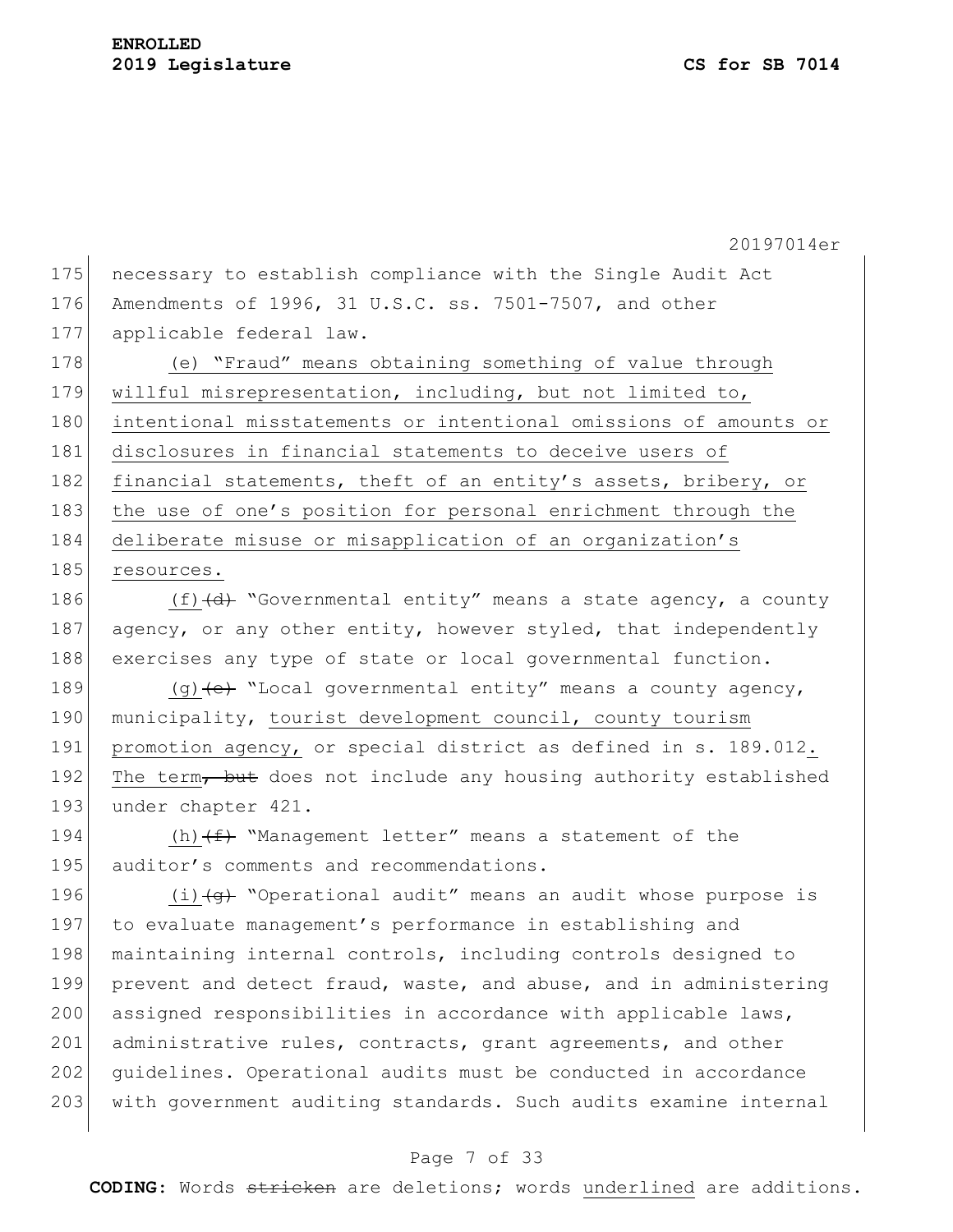necessary to establish compliance with the Single Audit Act Amendments of 1996, 31 U.S.C. ss. 7501-7507, and other applicable federal law.

<u>(e) "Fraud" means obtaining something of value through willful misrepresentation, including, but not limited to, intentional misstatements or intentional omissions of amounts or disclosures in financial statements to deceive users of financial statements, theft of an entity's assets, bribery, or the use of one's position for personal enrichment through the deliberate misuse or misapplication of an organization's resources.</u>

<u>(f)</u>~~(d)~~ "Governmental entity" means a state agency, a county agency, or any other entity, however styled, that independently exercises any type of state or local governmental function.

<u>(g)</u>~~(e)~~ "Local governmental entity" means a county agency, municipality, <u>tourist development council, county tourism promotion agency,</u> or special district as defined in s. 189.012<u>.</u> <u>The term</u>~~, but~~ does not include any housing authority established under chapter 421.

<u>(h)</u>~~(f)~~ "Management letter" means a statement of the auditor's comments and recommendations.

<u>(i)</u>~~(g)~~ "Operational audit" means an audit whose purpose is to evaluate management's performance in establishing and maintaining internal controls, including controls designed to prevent and detect fraud, waste, and abuse, and in administering assigned responsibilities in accordance with applicable laws, administrative rules, contracts, grant agreements, and other guidelines. Operational audits must be conducted in accordance with government auditing standards. Such audits examine internal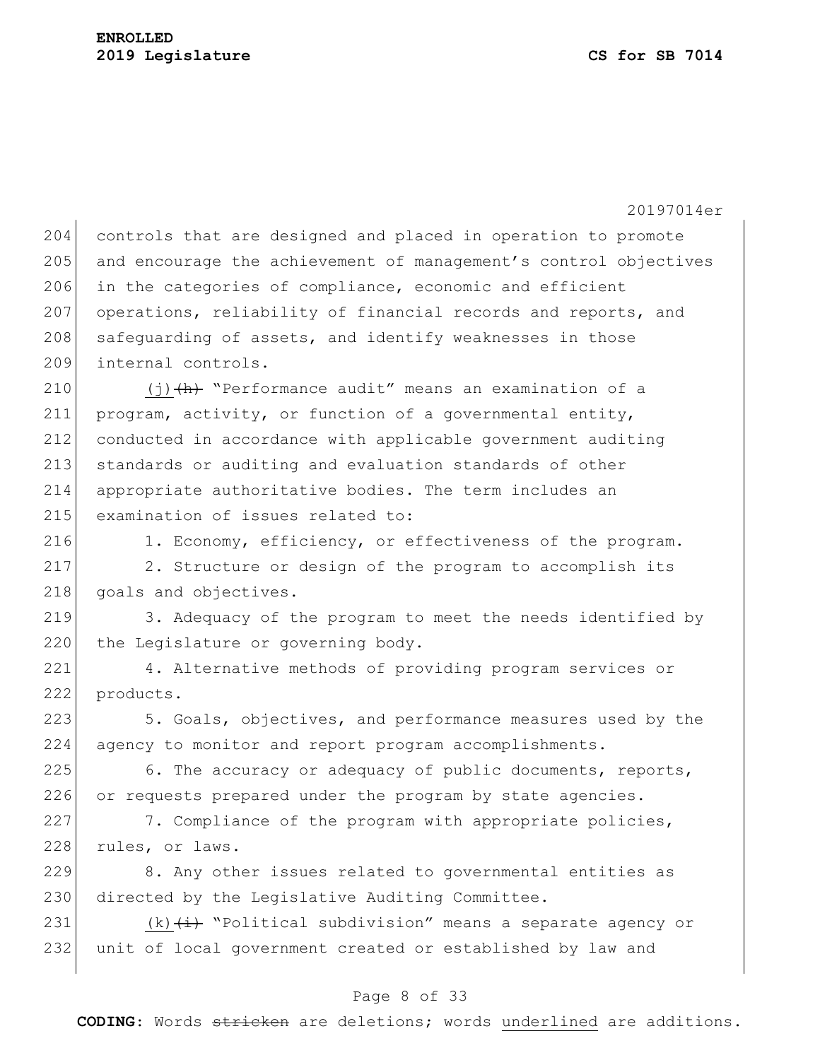controls that are designed and placed in operation to promote and encourage the achievement of management's control objectives in the categories of compliance, economic and efficient operations, reliability of financial records and reports, and safeguarding of assets, and identify weaknesses in those internal controls.

<u>(j)</u>~~(h)~~ "Performance audit" means an examination of a program, activity, or function of a governmental entity, conducted in accordance with applicable government auditing standards or auditing and evaluation standards of other appropriate authoritative bodies. The term includes an examination of issues related to:

1. Economy, efficiency, or effectiveness of the program.

2. Structure or design of the program to accomplish its goals and objectives.

3. Adequacy of the program to meet the needs identified by the Legislature or governing body.

4. Alternative methods of providing program services or products.

5. Goals, objectives, and performance measures used by the agency to monitor and report program accomplishments.

6. The accuracy or adequacy of public documents, reports, or requests prepared under the program by state agencies.

7. Compliance of the program with appropriate policies, rules, or laws.

8. Any other issues related to governmental entities as directed by the Legislative Auditing Committee.

<u>(k)</u>~~(i)~~ "Political subdivision" means a separate agency or unit of local government created or established by law and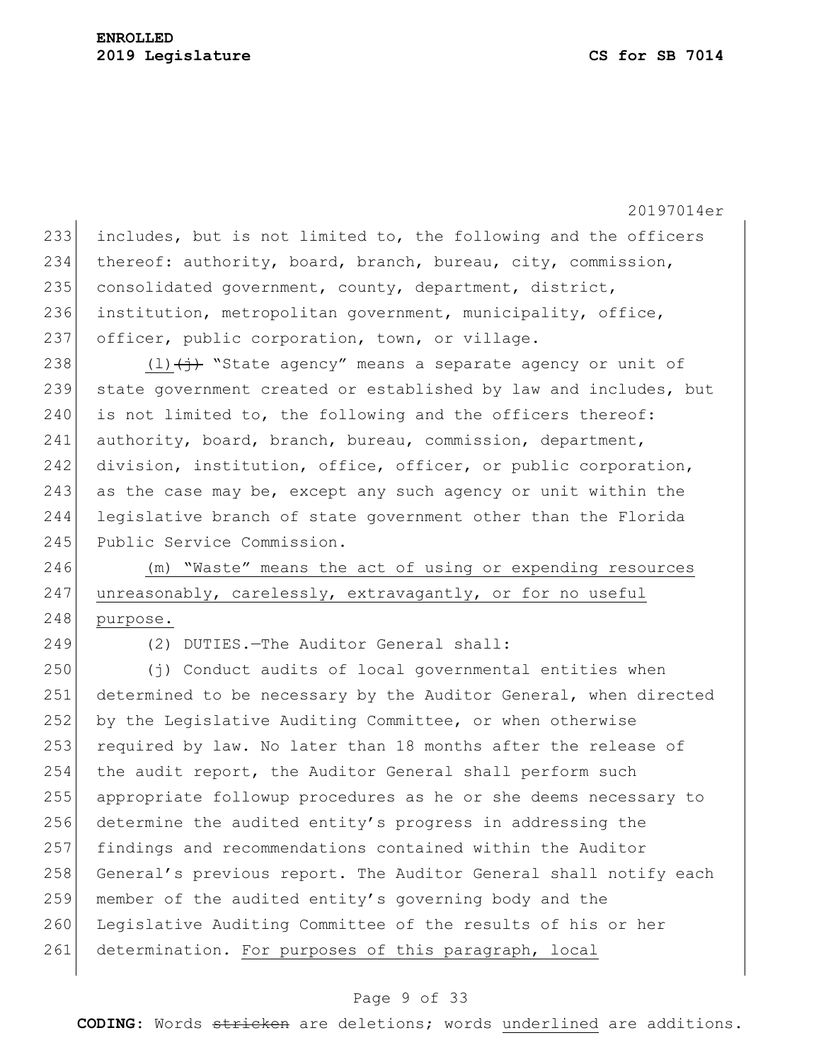includes, but is not limited to, the following and the officers thereof: authority, board, branch, bureau, city, commission, consolidated government, county, department, district, institution, metropolitan government, municipality, office, officer, public corporation, town, or village.

(l) ~~(j)~~ "State agency" means a separate agency or unit of state government created or established by law and includes, but is not limited to, the following and the officers thereof: authority, board, branch, bureau, commission, department, division, institution, office, officer, or public corporation, as the case may be, except any such agency or unit within the legislative branch of state government other than the Florida Public Service Commission.

(m) "Waste" means the act of using or expending resources unreasonably, carelessly, extravagantly, or for no useful purpose.

(2) DUTIES.—The Auditor General shall:

(j) Conduct audits of local governmental entities when determined to be necessary by the Auditor General, when directed by the Legislative Auditing Committee, or when otherwise required by law. No later than 18 months after the release of the audit report, the Auditor General shall perform such appropriate followup procedures as he or she deems necessary to determine the audited entity's progress in addressing the findings and recommendations contained within the Auditor General's previous report. The Auditor General shall notify each member of the audited entity's governing body and the Legislative Auditing Committee of the results of his or her determination. For purposes of this paragraph, local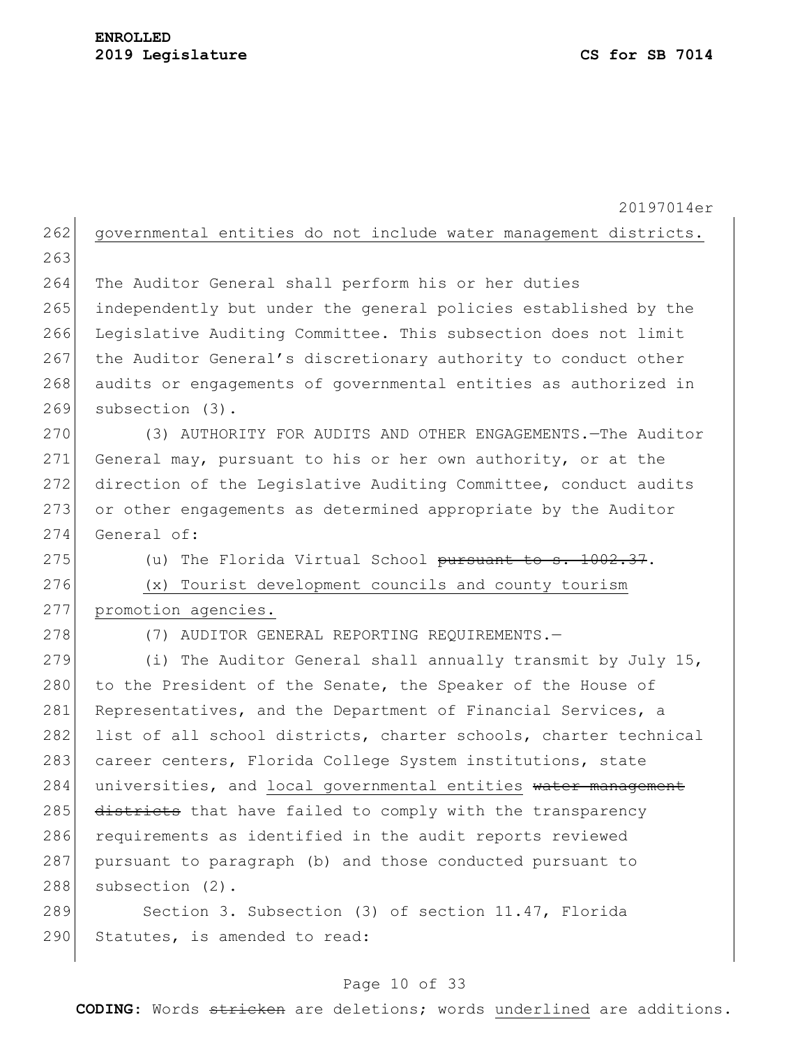governmental entities do not include water management districts.

The Auditor General shall perform his or her duties independently but under the general policies established by the Legislative Auditing Committee. This subsection does not limit the Auditor General's discretionary authority to conduct other audits or engagements of governmental entities as authorized in subsection (3).

(3) AUTHORITY FOR AUDITS AND OTHER ENGAGEMENTS.—The Auditor General may, pursuant to his or her own authority, or at the direction of the Legislative Auditing Committee, conduct audits or other engagements as determined appropriate by the Auditor General of:

(u) The Florida Virtual School ~~pursuant to s. 1002.37~~.

<u>(x) Tourist development councils and county tourism promotion agencies.</u>

(7) AUDITOR GENERAL REPORTING REQUIREMENTS.—

(i) The Auditor General shall annually transmit by July 15, to the President of the Senate, the Speaker of the House of Representatives, and the Department of Financial Services, a list of all school districts, charter schools, charter technical career centers, Florida College System institutions, state universities, and <u>local governmental entities</u> ~~water management districts~~ that have failed to comply with the transparency requirements as identified in the audit reports reviewed pursuant to paragraph (b) and those conducted pursuant to subsection (2).

Section 3. Subsection (3) of section 11.47, Florida Statutes, is amended to read: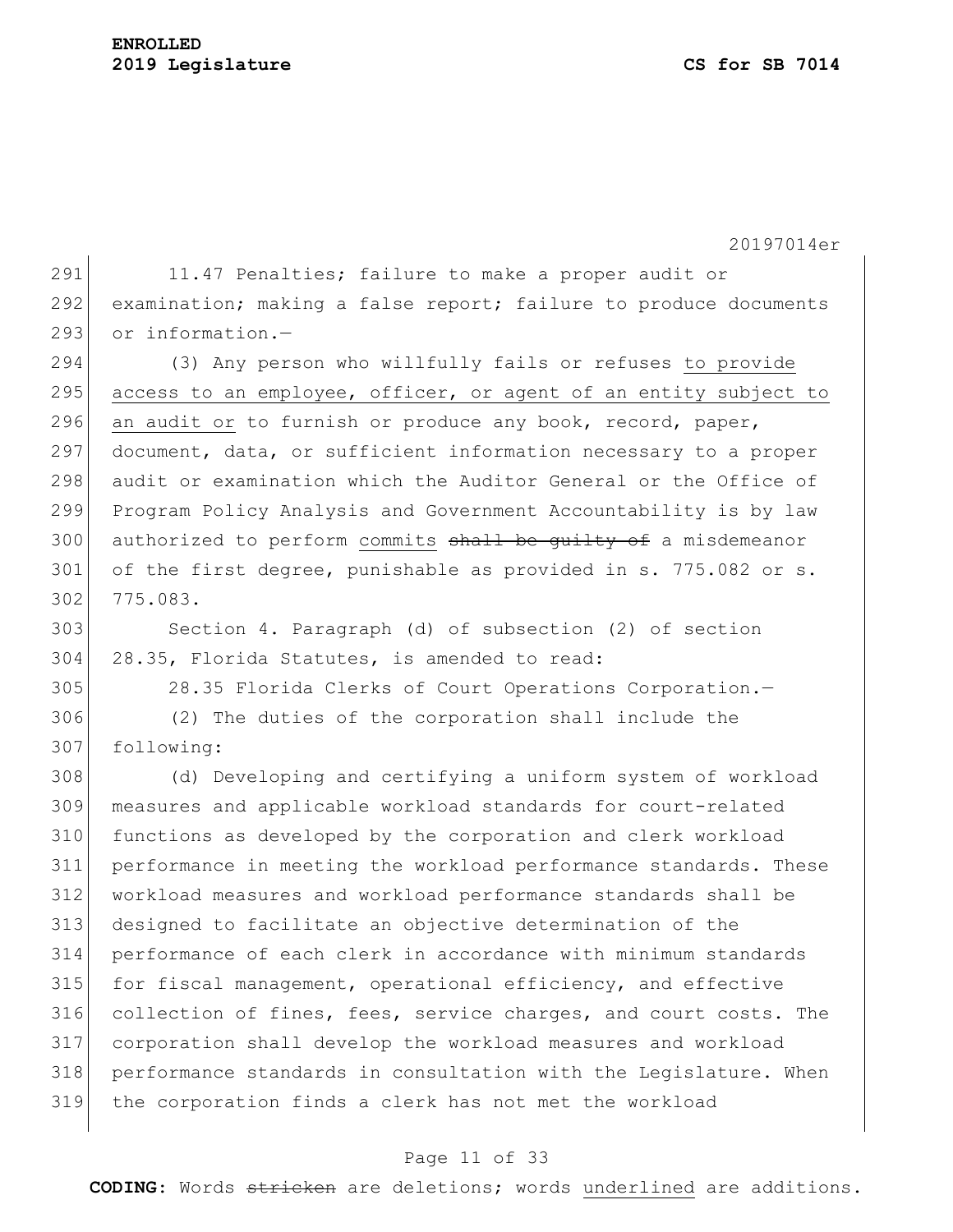11.47 Penalties; failure to make a proper audit or examination; making a false report; failure to produce documents or information.—

(3) Any person who willfully fails or refuses <u>to provide access to an employee, officer, or agent of an entity subject to an audit or</u> to furnish or produce any book, record, paper, document, data, or sufficient information necessary to a proper audit or examination which the Auditor General or the Office of Program Policy Analysis and Government Accountability is by law authorized to perform <u>commits</u> ~~shall be guilty of~~ a misdemeanor of the first degree, punishable as provided in s. 775.082 or s. 775.083.

Section 4. Paragraph (d) of subsection (2) of section 28.35, Florida Statutes, is amended to read:

28.35 Florida Clerks of Court Operations Corporation.—

(2) The duties of the corporation shall include the following:

(d) Developing and certifying a uniform system of workload measures and applicable workload standards for court-related functions as developed by the corporation and clerk workload performance in meeting the workload performance standards. These workload measures and workload performance standards shall be designed to facilitate an objective determination of the performance of each clerk in accordance with minimum standards for fiscal management, operational efficiency, and effective collection of fines, fees, service charges, and court costs. The corporation shall develop the workload measures and workload performance standards in consultation with the Legislature. When the corporation finds a clerk has not met the workload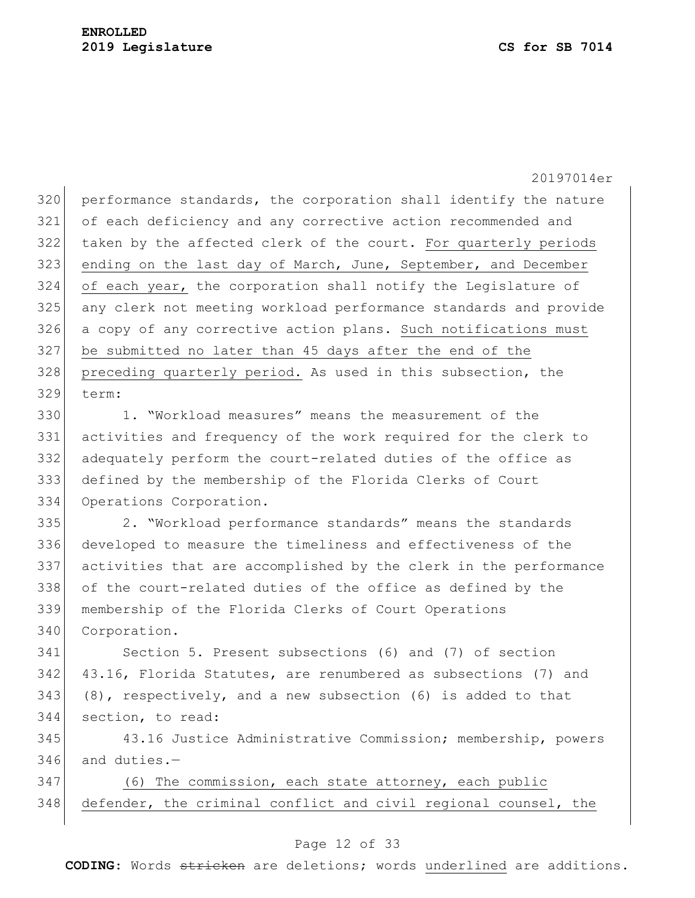performance standards, the corporation shall identify the nature of each deficiency and any corrective action recommended and taken by the affected clerk of the court. <u>For quarterly periods ending on the last day of March, June, September, and December of each year,</u> the corporation shall notify the Legislature of any clerk not meeting workload performance standards and provide a copy of any corrective action plans. <u>Such notifications must be submitted no later than 45 days after the end of the preceding quarterly period.</u> As used in this subsection, the term:

1. "Workload measures" means the measurement of the activities and frequency of the work required for the clerk to adequately perform the court-related duties of the office as defined by the membership of the Florida Clerks of Court Operations Corporation.

2. "Workload performance standards" means the standards developed to measure the timeliness and effectiveness of the activities that are accomplished by the clerk in the performance of the court-related duties of the office as defined by the membership of the Florida Clerks of Court Operations Corporation.

Section 5. Present subsections (6) and (7) of section 43.16, Florida Statutes, are renumbered as subsections (7) and (8), respectively, and a new subsection (6) is added to that section, to read:

43.16 Justice Administrative Commission; membership, powers and duties.—

<u>(6) The commission, each state attorney, each public defender, the criminal conflict and civil regional counsel, the</u>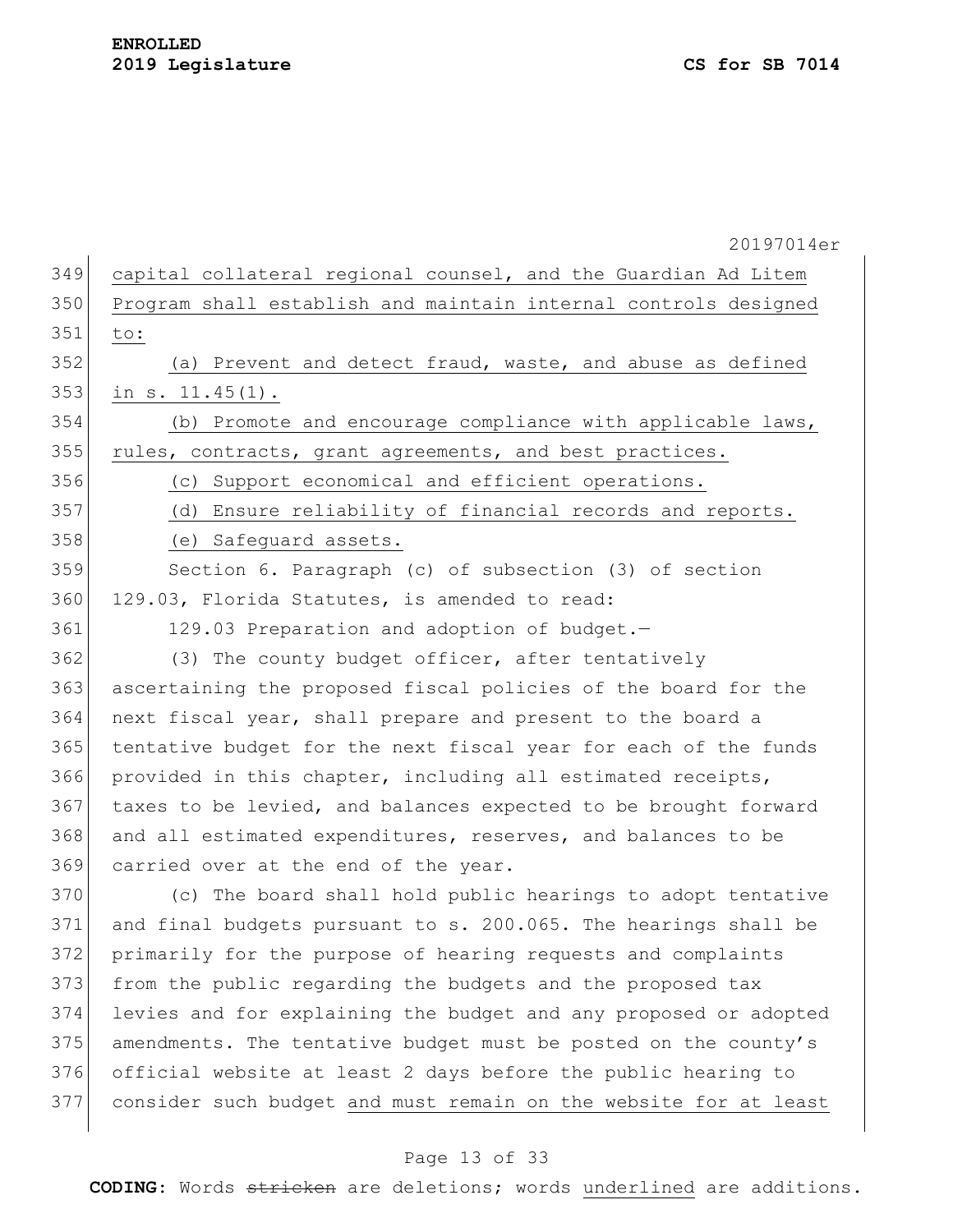capital collateral regional counsel, and the Guardian Ad Litem Program shall establish and maintain internal controls designed to:

(a) Prevent and detect fraud, waste, and abuse as defined in s. 11.45(1).

(b) Promote and encourage compliance with applicable laws, rules, contracts, grant agreements, and best practices.

(c) Support economical and efficient operations.

(d) Ensure reliability of financial records and reports.

(e) Safeguard assets.

Section 6. Paragraph (c) of subsection (3) of section 129.03, Florida Statutes, is amended to read:

129.03 Preparation and adoption of budget.—

(3) The county budget officer, after tentatively ascertaining the proposed fiscal policies of the board for the next fiscal year, shall prepare and present to the board a tentative budget for the next fiscal year for each of the funds provided in this chapter, including all estimated receipts, taxes to be levied, and balances expected to be brought forward and all estimated expenditures, reserves, and balances to be carried over at the end of the year.

(c) The board shall hold public hearings to adopt tentative and final budgets pursuant to s. 200.065. The hearings shall be primarily for the purpose of hearing requests and complaints from the public regarding the budgets and the proposed tax levies and for explaining the budget and any proposed or adopted amendments. The tentative budget must be posted on the county's official website at least 2 days before the public hearing to consider such budget and must remain on the website for at least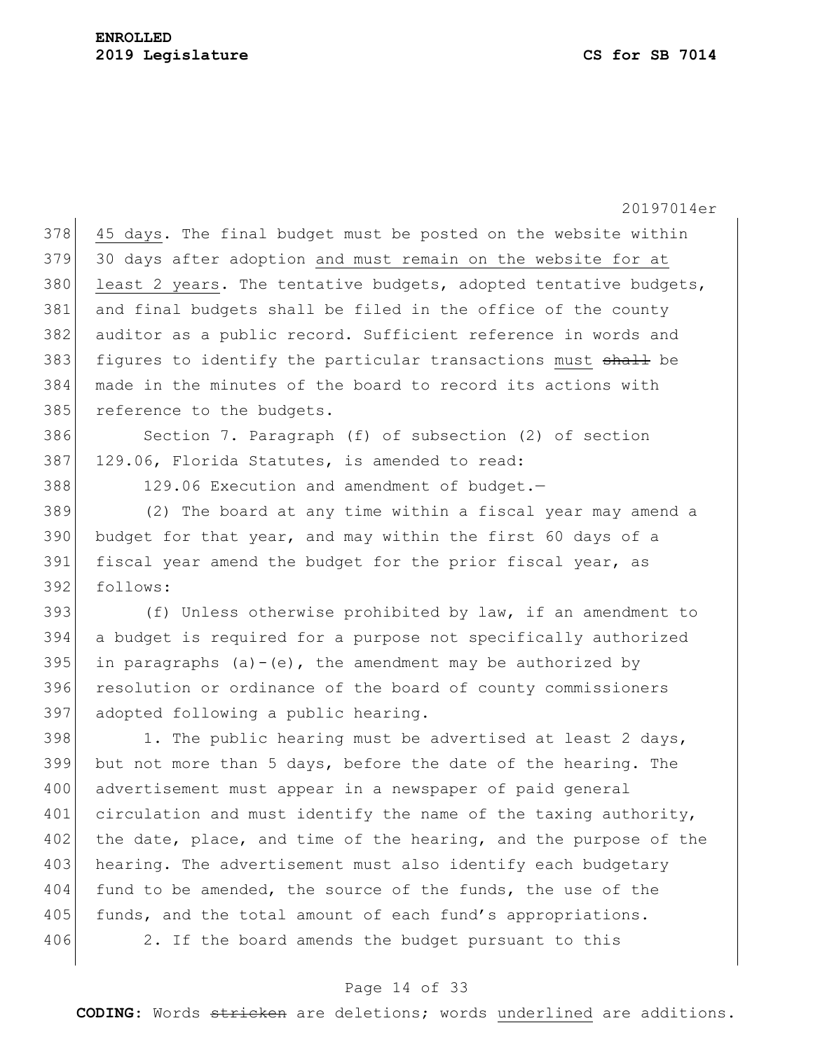45 days. The final budget must be posted on the website within 30 days after adoption <u>and must remain on the website for at least 2 years</u>. The tentative budgets, adopted tentative budgets, and final budgets shall be filed in the office of the county auditor as a public record. Sufficient reference in words and figures to identify the particular transactions <u>must</u> ~~shall~~ be made in the minutes of the board to record its actions with reference to the budgets.

Section 7. Paragraph (f) of subsection (2) of section 129.06, Florida Statutes, is amended to read:

129.06 Execution and amendment of budget.—

(2) The board at any time within a fiscal year may amend a budget for that year, and may within the first 60 days of a fiscal year amend the budget for the prior fiscal year, as follows:

(f) Unless otherwise prohibited by law, if an amendment to a budget is required for a purpose not specifically authorized in paragraphs (a)-(e), the amendment may be authorized by resolution or ordinance of the board of county commissioners adopted following a public hearing.

1. The public hearing must be advertised at least 2 days, but not more than 5 days, before the date of the hearing. The advertisement must appear in a newspaper of paid general circulation and must identify the name of the taxing authority, the date, place, and time of the hearing, and the purpose of the hearing. The advertisement must also identify each budgetary fund to be amended, the source of the funds, the use of the funds, and the total amount of each fund's appropriations.

2. If the board amends the budget pursuant to this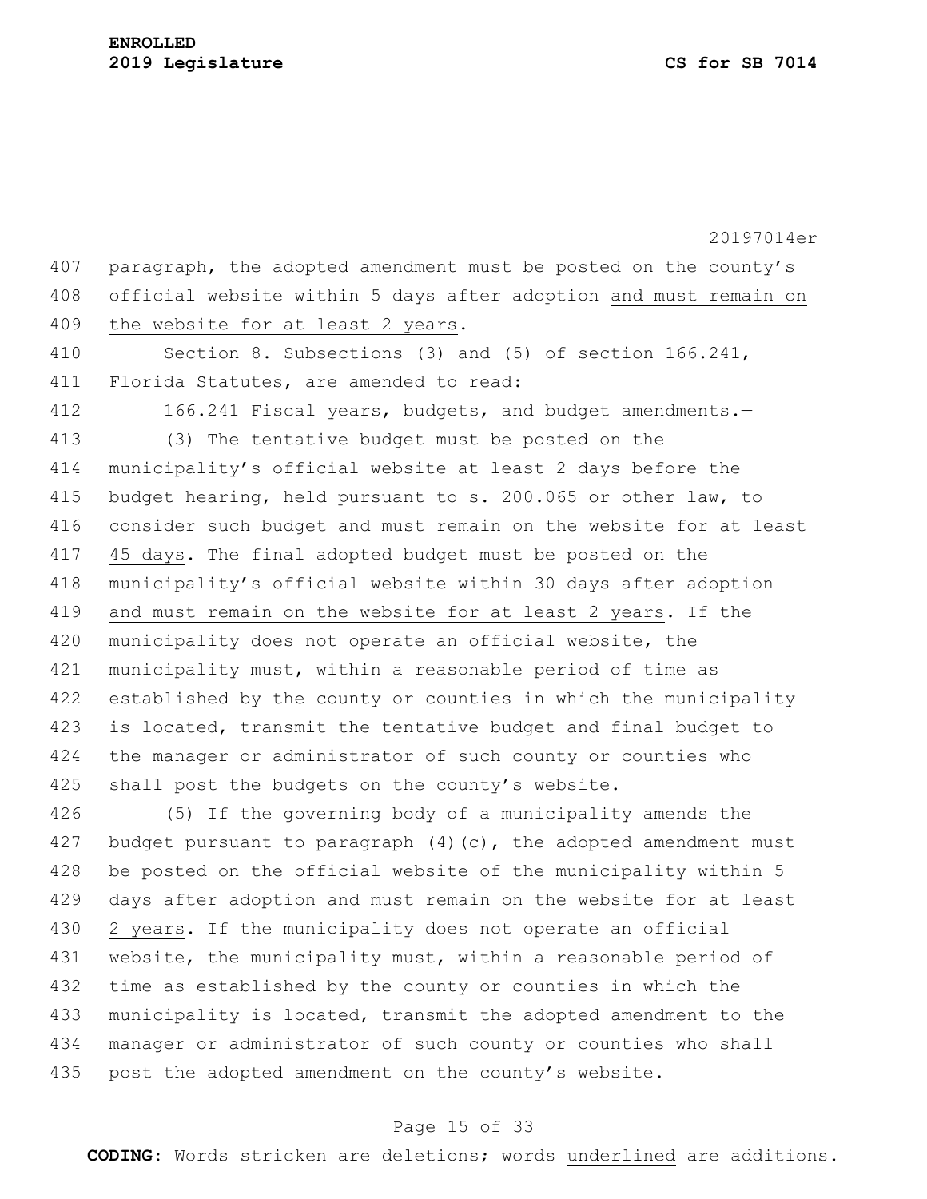paragraph, the adopted amendment must be posted on the county's official website within 5 days after adoption <u>and must remain on the website for at least 2 years</u>.

Section 8. Subsections (3) and (5) of section 166.241, Florida Statutes, are amended to read:

166.241 Fiscal years, budgets, and budget amendments.—

(3) The tentative budget must be posted on the municipality's official website at least 2 days before the budget hearing, held pursuant to s. 200.065 or other law, to consider such budget <u>and must remain on the website for at least 45 days</u>. The final adopted budget must be posted on the municipality's official website within 30 days after adoption <u>and must remain on the website for at least 2 years</u>. If the municipality does not operate an official website, the municipality must, within a reasonable period of time as established by the county or counties in which the municipality is located, transmit the tentative budget and final budget to the manager or administrator of such county or counties who shall post the budgets on the county's website.

(5) If the governing body of a municipality amends the budget pursuant to paragraph (4)(c), the adopted amendment must be posted on the official website of the municipality within 5 days after adoption <u>and must remain on the website for at least 2 years</u>. If the municipality does not operate an official website, the municipality must, within a reasonable period of time as established by the county or counties in which the municipality is located, transmit the adopted amendment to the manager or administrator of such county or counties who shall post the adopted amendment on the county's website.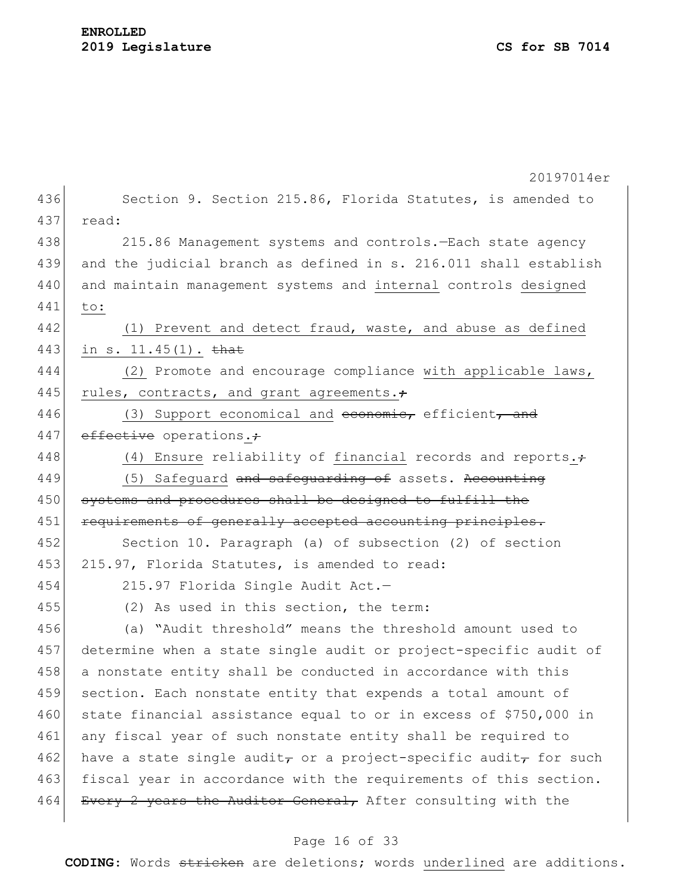Section 9. Section 215.86, Florida Statutes, is amended to read:

215.86 Management systems and controls.—Each state agency and the judicial branch as defined in s. 216.011 shall establish and maintain management systems and internal controls designed to:

(1) Prevent and detect fraud, waste, and abuse as defined in s. 11.45(1). ~~that~~

(2) Promote and encourage compliance with applicable laws, rules, contracts, and grant agreements.~~;~~

(3) Support economical and ~~economic,~~ efficient~~, and effective~~ operations.~~;~~

(4) Ensure reliability of financial records and reports.~~;~~

(5) Safeguard ~~and safeguarding of~~ assets. ~~Accounting systems and procedures shall be designed to fulfill the requirements of generally accepted accounting principles.~~

Section 10. Paragraph (a) of subsection (2) of section 215.97, Florida Statutes, is amended to read:

215.97 Florida Single Audit Act.—

(2) As used in this section, the term:

(a) "Audit threshold" means the threshold amount used to determine when a state single audit or project-specific audit of a nonstate entity shall be conducted in accordance with this section. Each nonstate entity that expends a total amount of state financial assistance equal to or in excess of $750,000 in any fiscal year of such nonstate entity shall be required to have a state single audit~~,~~ or a project-specific audit~~,~~ for such fiscal year in accordance with the requirements of this section. ~~Every 2 years the Auditor General,~~ After consulting with the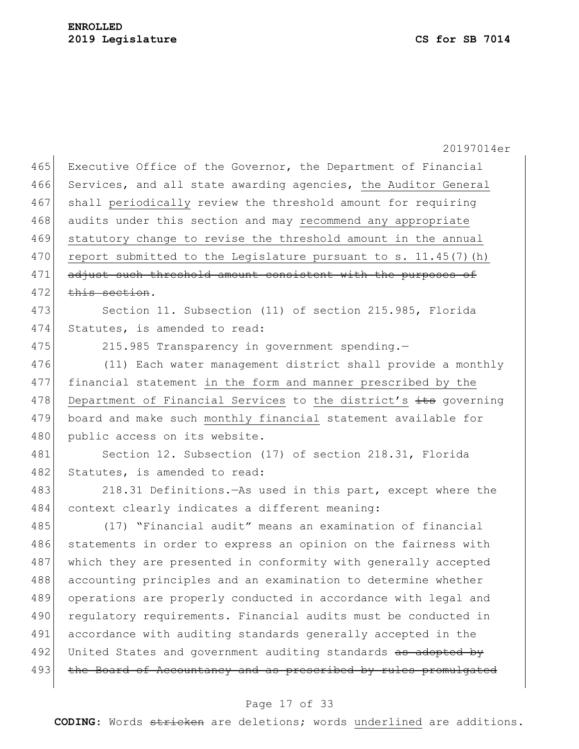Executive Office of the Governor, the Department of Financial Services, and all state awarding agencies, <u>the Auditor General</u> shall <u>periodically</u> review the threshold amount for requiring audits under this section and may <u>recommend any appropriate statutory change to revise the threshold amount in the annual report submitted to the Legislature pursuant to s. 11.45(7)(h)</u> ~~adjust such threshold amount consistent with the purposes of this section~~.

Section 11. Subsection (11) of section 215.985, Florida Statutes, is amended to read:

215.985 Transparency in government spending.—

(11) Each water management district shall provide a monthly financial statement <u>in the form and manner prescribed by the Department of Financial Services</u> to <u>the district's</u> ~~its~~ governing board and make such <u>monthly financial</u> statement available for public access on its website.

Section 12. Subsection (17) of section 218.31, Florida Statutes, is amended to read:

218.31 Definitions.—As used in this part, except where the context clearly indicates a different meaning:

(17) "Financial audit" means an examination of financial statements in order to express an opinion on the fairness with which they are presented in conformity with generally accepted accounting principles and an examination to determine whether operations are properly conducted in accordance with legal and regulatory requirements. Financial audits must be conducted in accordance with auditing standards generally accepted in the United States and government auditing standards ~~as adopted by the Board of Accountancy and as prescribed by rules promulgated~~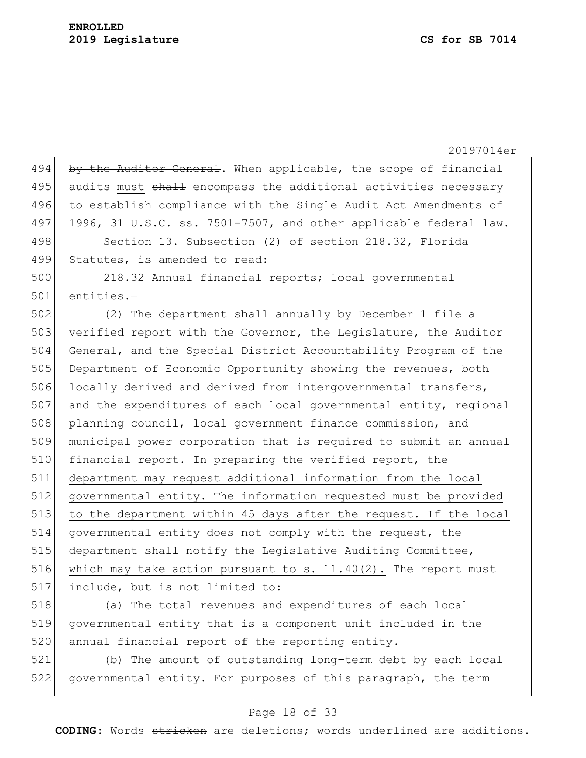~~by the Auditor General~~. When applicable, the scope of financial audits <u>must</u> ~~shall~~ encompass the additional activities necessary to establish compliance with the Single Audit Act Amendments of 1996, 31 U.S.C. ss. 7501-7507, and other applicable federal law.

Section 13. Subsection (2) of section 218.32, Florida Statutes, is amended to read:

218.32 Annual financial reports; local governmental entities.—

(2) The department shall annually by December 1 file a verified report with the Governor, the Legislature, the Auditor General, and the Special District Accountability Program of the Department of Economic Opportunity showing the revenues, both locally derived and derived from intergovernmental transfers, and the expenditures of each local governmental entity, regional planning council, local government finance commission, and municipal power corporation that is required to submit an annual financial report. <u>In preparing the verified report, the department may request additional information from the local governmental entity. The information requested must be provided to the department within 45 days after the request. If the local governmental entity does not comply with the request, the department shall notify the Legislative Auditing Committee, which may take action pursuant to s. 11.40(2).</u> The report must include, but is not limited to:

(a) The total revenues and expenditures of each local governmental entity that is a component unit included in the annual financial report of the reporting entity.

(b) The amount of outstanding long-term debt by each local governmental entity. For purposes of this paragraph, the term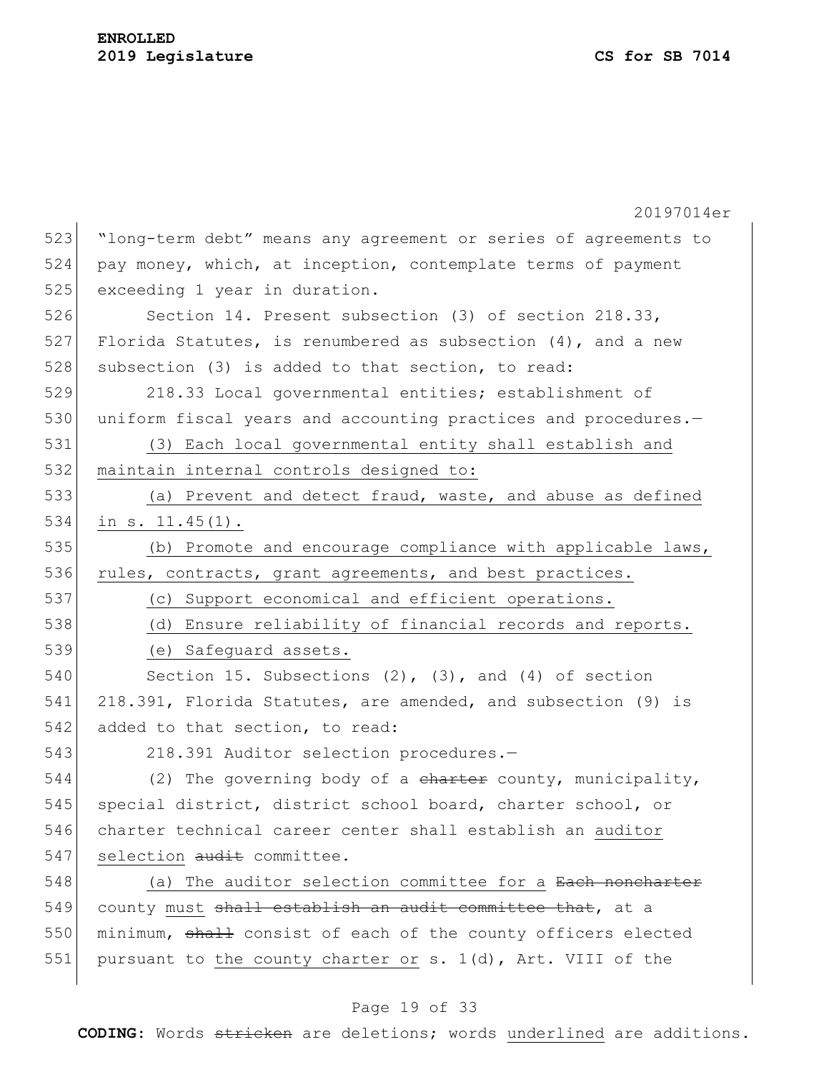"long-term debt" means any agreement or series of agreements to pay money, which, at inception, contemplate terms of payment exceeding 1 year in duration.

Section 14. Present subsection (3) of section 218.33, Florida Statutes, is renumbered as subsection (4), and a new subsection (3) is added to that section, to read:

218.33 Local governmental entities; establishment of uniform fiscal years and accounting practices and procedures.—

(3) Each local governmental entity shall establish and maintain internal controls designed to:

(a) Prevent and detect fraud, waste, and abuse as defined in s. 11.45(1).

(b) Promote and encourage compliance with applicable laws, rules, contracts, grant agreements, and best practices.

(c) Support economical and efficient operations.

(d) Ensure reliability of financial records and reports.

(e) Safeguard assets.

Section 15. Subsections (2), (3), and (4) of section 218.391, Florida Statutes, are amended, and subsection (9) is added to that section, to read:

218.391 Auditor selection procedures.—

(2) The governing body of a ~~charter~~ county, municipality, special district, district school board, charter school, or charter technical career center shall establish an auditor selection ~~audit~~ committee.

(a) The auditor selection committee for a ~~Each noncharter~~ county must ~~shall establish an audit committee that~~, at a minimum, ~~shall~~ consist of each of the county officers elected pursuant to the county charter or s. 1(d), Art. VIII of the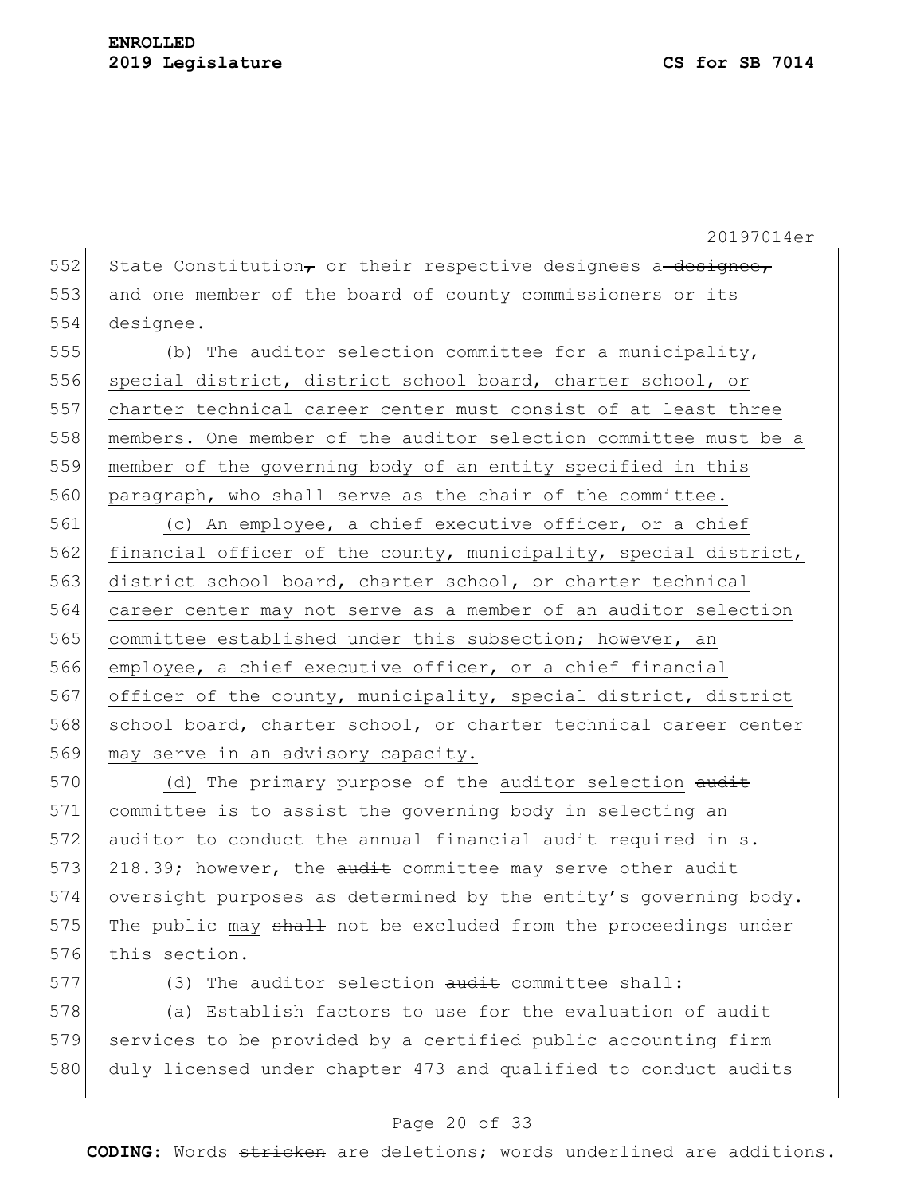State Constitution~~,~~ or their respective designees a ~~designee,~~ and one member of the board of county commissioners or its designee.

(b) The auditor selection committee for a municipality, special district, district school board, charter school, or charter technical career center must consist of at least three members. One member of the auditor selection committee must be a member of the governing body of an entity specified in this paragraph, who shall serve as the chair of the committee.

(c) An employee, a chief executive officer, or a chief financial officer of the county, municipality, special district, district school board, charter school, or charter technical career center may not serve as a member of an auditor selection committee established under this subsection; however, an employee, a chief executive officer, or a chief financial officer of the county, municipality, special district, district school board, charter school, or charter technical career center may serve in an advisory capacity.

(d) The primary purpose of the auditor selection ~~audit~~ committee is to assist the governing body in selecting an auditor to conduct the annual financial audit required in s. 218.39; however, the ~~audit~~ committee may serve other audit oversight purposes as determined by the entity's governing body. The public may ~~shall~~ not be excluded from the proceedings under this section.

(3) The auditor selection ~~audit~~ committee shall:

(a) Establish factors to use for the evaluation of audit services to be provided by a certified public accounting firm duly licensed under chapter 473 and qualified to conduct audits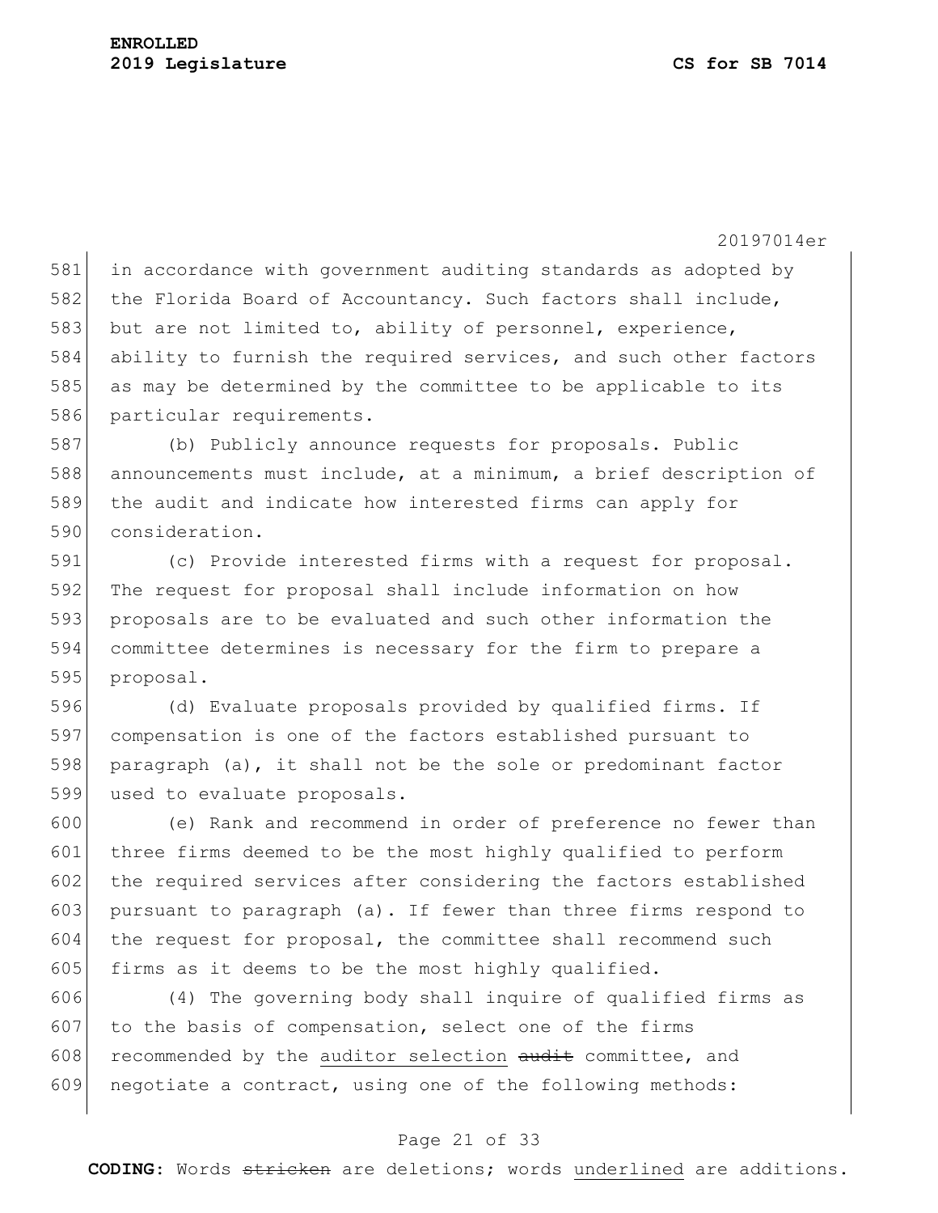in accordance with government auditing standards as adopted by the Florida Board of Accountancy. Such factors shall include, but are not limited to, ability of personnel, experience, ability to furnish the required services, and such other factors as may be determined by the committee to be applicable to its particular requirements.

(b) Publicly announce requests for proposals. Public announcements must include, at a minimum, a brief description of the audit and indicate how interested firms can apply for consideration.

(c) Provide interested firms with a request for proposal. The request for proposal shall include information on how proposals are to be evaluated and such other information the committee determines is necessary for the firm to prepare a proposal.

(d) Evaluate proposals provided by qualified firms. If compensation is one of the factors established pursuant to paragraph (a), it shall not be the sole or predominant factor used to evaluate proposals.

(e) Rank and recommend in order of preference no fewer than three firms deemed to be the most highly qualified to perform the required services after considering the factors established pursuant to paragraph (a). If fewer than three firms respond to the request for proposal, the committee shall recommend such firms as it deems to be the most highly qualified.

(4) The governing body shall inquire of qualified firms as to the basis of compensation, select one of the firms recommended by the <u>auditor selection</u> ~~audit~~ committee, and negotiate a contract, using one of the following methods: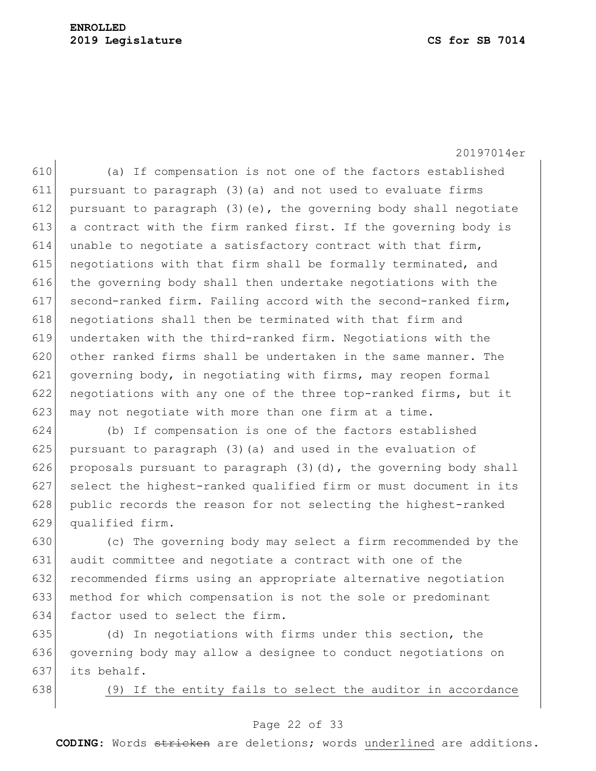(a) If compensation is not one of the factors established pursuant to paragraph (3)(a) and not used to evaluate firms pursuant to paragraph (3)(e), the governing body shall negotiate a contract with the firm ranked first. If the governing body is unable to negotiate a satisfactory contract with that firm, negotiations with that firm shall be formally terminated, and the governing body shall then undertake negotiations with the second-ranked firm. Failing accord with the second-ranked firm, negotiations shall then be terminated with that firm and undertaken with the third-ranked firm. Negotiations with the other ranked firms shall be undertaken in the same manner. The governing body, in negotiating with firms, may reopen formal negotiations with any one of the three top-ranked firms, but it may not negotiate with more than one firm at a time.

(b) If compensation is one of the factors established pursuant to paragraph (3)(a) and used in the evaluation of proposals pursuant to paragraph (3)(d), the governing body shall select the highest-ranked qualified firm or must document in its public records the reason for not selecting the highest-ranked qualified firm.

(c) The governing body may select a firm recommended by the audit committee and negotiate a contract with one of the recommended firms using an appropriate alternative negotiation method for which compensation is not the sole or predominant factor used to select the firm.

(d) In negotiations with firms under this section, the governing body may allow a designee to conduct negotiations on its behalf.

<u>(9) If the entity fails to select the auditor in accordance</u>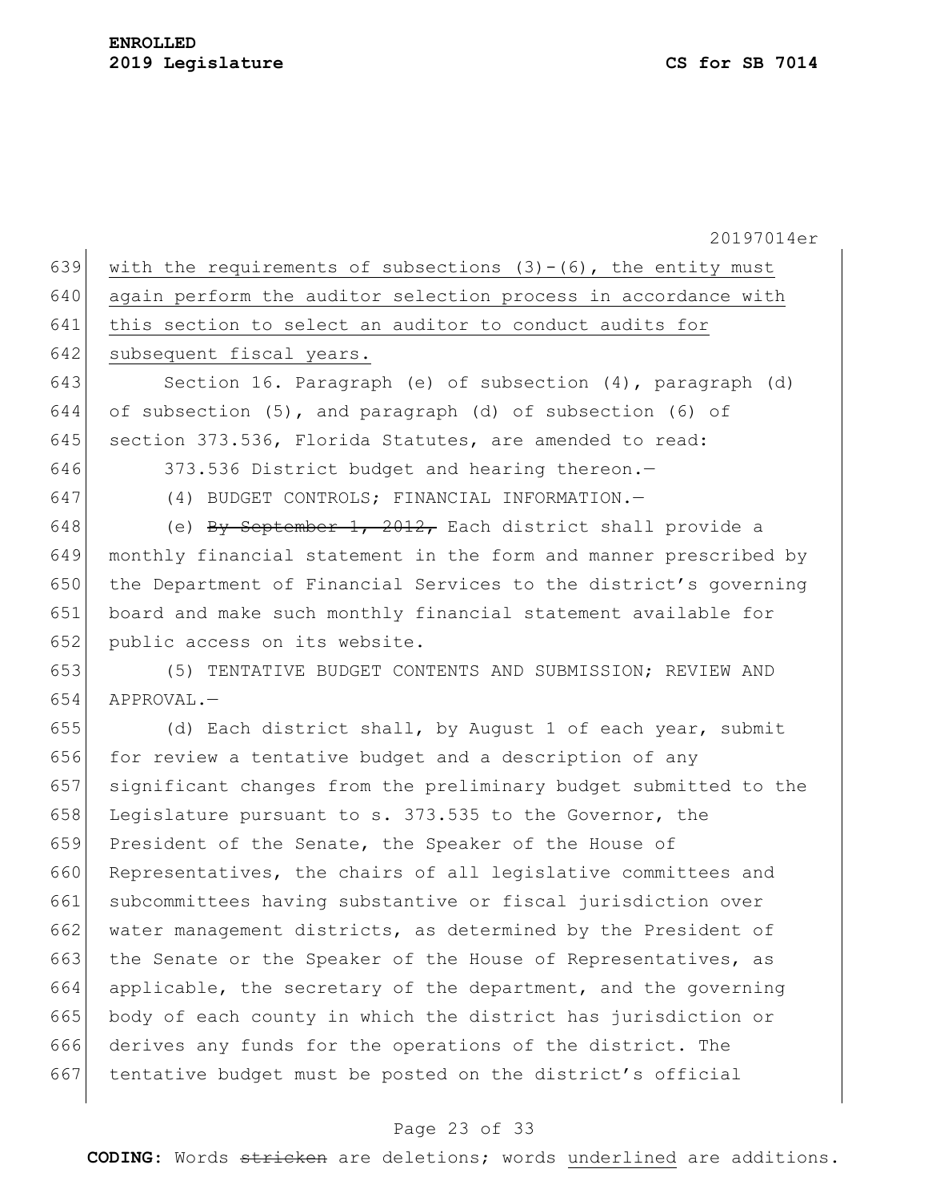with the requirements of subsections (3)-(6), the entity must again perform the auditor selection process in accordance with this section to select an auditor to conduct audits for subsequent fiscal years.

Section 16. Paragraph (e) of subsection (4), paragraph (d) of subsection (5), and paragraph (d) of subsection (6) of section 373.536, Florida Statutes, are amended to read:

373.536 District budget and hearing thereon.—

(4) BUDGET CONTROLS; FINANCIAL INFORMATION.—

(e) ~~By September 1, 2012,~~ Each district shall provide a monthly financial statement in the form and manner prescribed by the Department of Financial Services to the district's governing board and make such monthly financial statement available for public access on its website.

(5) TENTATIVE BUDGET CONTENTS AND SUBMISSION; REVIEW AND APPROVAL.—

(d) Each district shall, by August 1 of each year, submit for review a tentative budget and a description of any significant changes from the preliminary budget submitted to the Legislature pursuant to s. 373.535 to the Governor, the President of the Senate, the Speaker of the House of Representatives, the chairs of all legislative committees and subcommittees having substantive or fiscal jurisdiction over water management districts, as determined by the President of the Senate or the Speaker of the House of Representatives, as applicable, the secretary of the department, and the governing body of each county in which the district has jurisdiction or derives any funds for the operations of the district. The tentative budget must be posted on the district's official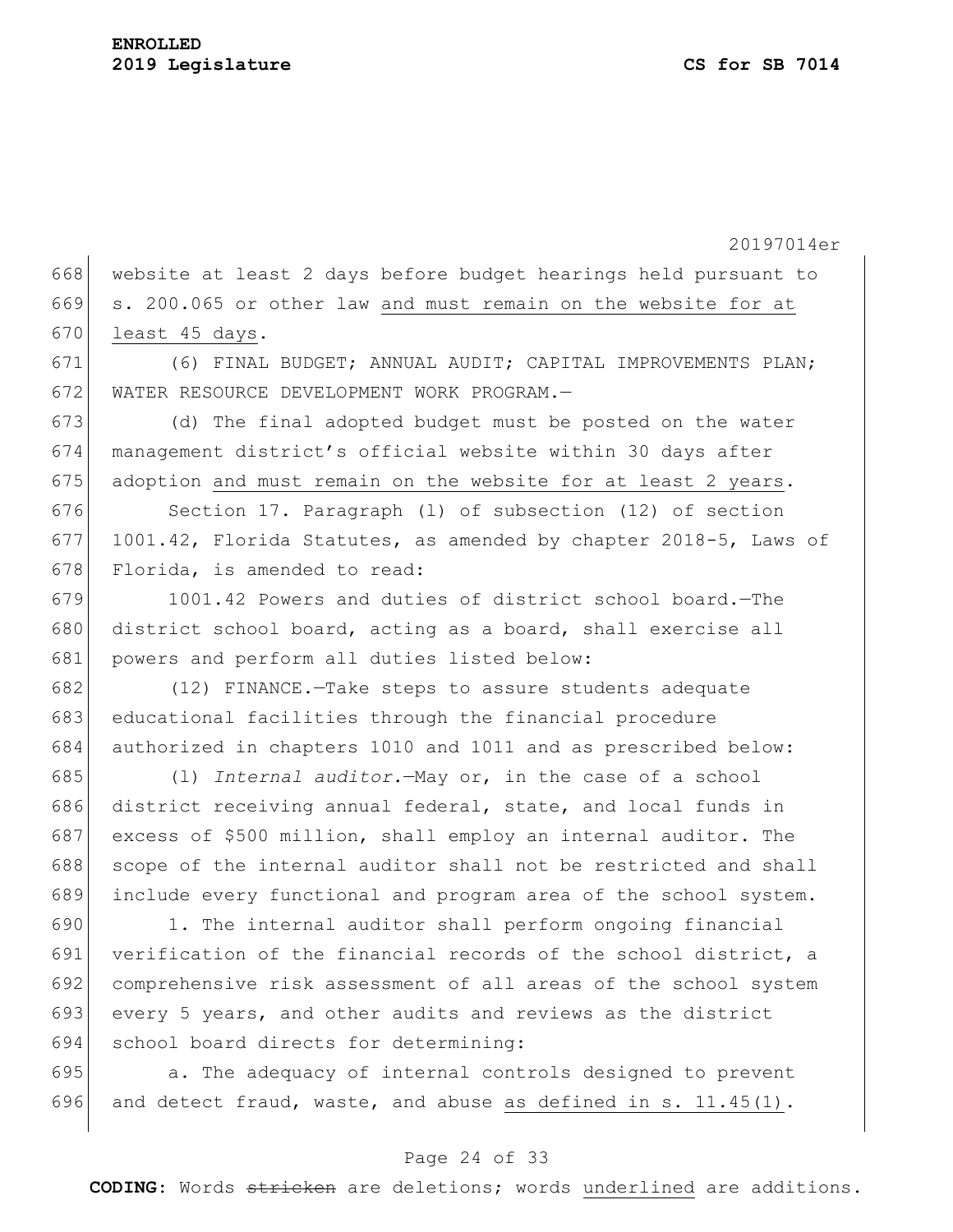website at least 2 days before budget hearings held pursuant to s. 200.065 or other law and must remain on the website for at least 45 days.

(6) FINAL BUDGET; ANNUAL AUDIT; CAPITAL IMPROVEMENTS PLAN; WATER RESOURCE DEVELOPMENT WORK PROGRAM.—

(d) The final adopted budget must be posted on the water management district's official website within 30 days after adoption and must remain on the website for at least 2 years.

Section 17. Paragraph (l) of subsection (12) of section 1001.42, Florida Statutes, as amended by chapter 2018-5, Laws of Florida, is amended to read:

1001.42 Powers and duties of district school board.—The district school board, acting as a board, shall exercise all powers and perform all duties listed below:

(12) FINANCE.—Take steps to assure students adequate educational facilities through the financial procedure authorized in chapters 1010 and 1011 and as prescribed below:

(l) *Internal auditor.*—May or, in the case of a school district receiving annual federal, state, and local funds in excess of $500 million, shall employ an internal auditor. The scope of the internal auditor shall not be restricted and shall include every functional and program area of the school system.

1. The internal auditor shall perform ongoing financial verification of the financial records of the school district, a comprehensive risk assessment of all areas of the school system every 5 years, and other audits and reviews as the district school board directs for determining:

a. The adequacy of internal controls designed to prevent and detect fraud, waste, and abuse as defined in s. 11.45(1).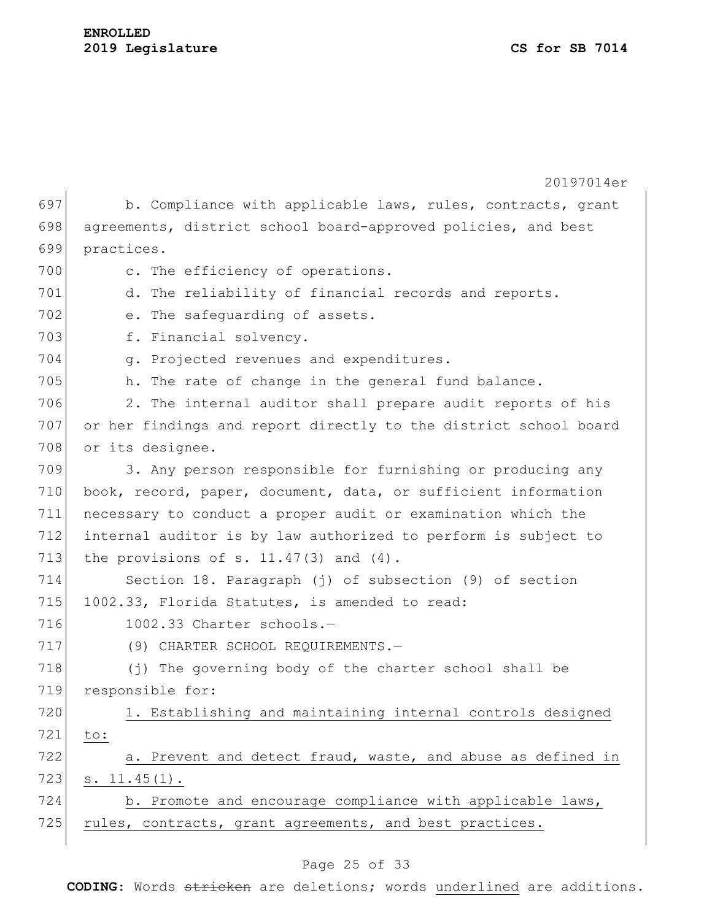b. Compliance with applicable laws, rules, contracts, grant agreements, district school board-approved policies, and best practices.

c. The efficiency of operations.

d. The reliability of financial records and reports.

e. The safeguarding of assets.

f. Financial solvency.

g. Projected revenues and expenditures.

h. The rate of change in the general fund balance.

2. The internal auditor shall prepare audit reports of his or her findings and report directly to the district school board or its designee.

3. Any person responsible for furnishing or producing any book, record, paper, document, data, or sufficient information necessary to conduct a proper audit or examination which the internal auditor is by law authorized to perform is subject to the provisions of s. 11.47(3) and (4).

Section 18. Paragraph (j) of subsection (9) of section 1002.33, Florida Statutes, is amended to read:

1002.33 Charter schools.—

(9) CHARTER SCHOOL REQUIREMENTS.—

(j) The governing body of the charter school shall be responsible for:

<u>1. Establishing and maintaining internal controls designed to:</u>

<u>a. Prevent and detect fraud, waste, and abuse as defined in s. 11.45(1).</u>

<u>b. Promote and encourage compliance with applicable laws, rules, contracts, grant agreements, and best practices.</u>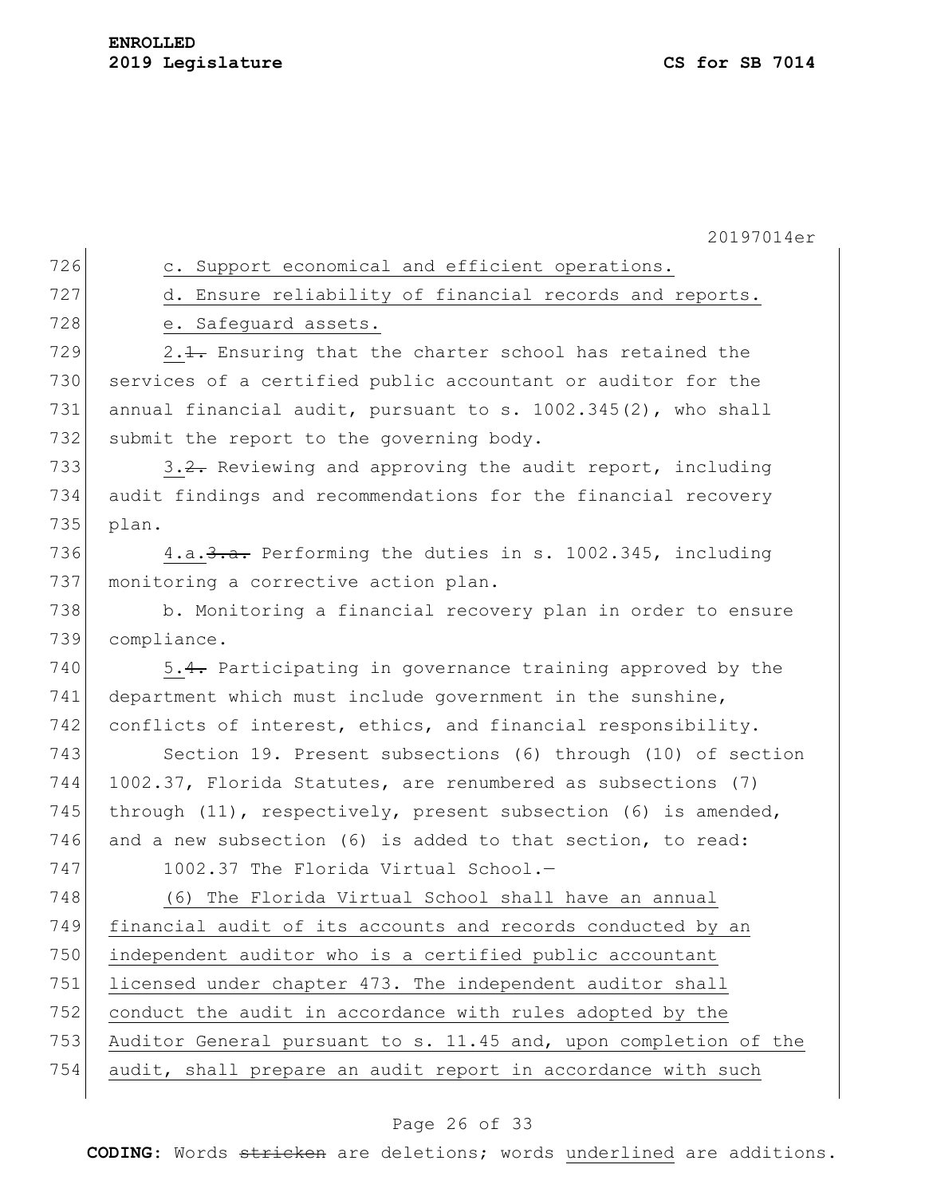c. Support economical and efficient operations.

d. Ensure reliability of financial records and reports.

e. Safeguard assets.

2.~~1.~~ Ensuring that the charter school has retained the services of a certified public accountant or auditor for the annual financial audit, pursuant to s. 1002.345(2), who shall submit the report to the governing body.

3.~~2.~~ Reviewing and approving the audit report, including audit findings and recommendations for the financial recovery plan.

4.a.~~3.a.~~ Performing the duties in s. 1002.345, including monitoring a corrective action plan.

b. Monitoring a financial recovery plan in order to ensure compliance.

5.~~4.~~ Participating in governance training approved by the department which must include government in the sunshine, conflicts of interest, ethics, and financial responsibility.

Section 19. Present subsections (6) through (10) of section 1002.37, Florida Statutes, are renumbered as subsections (7) through (11), respectively, present subsection (6) is amended, and a new subsection (6) is added to that section, to read:

1002.37 The Florida Virtual School.—

(6) The Florida Virtual School shall have an annual financial audit of its accounts and records conducted by an independent auditor who is a certified public accountant licensed under chapter 473. The independent auditor shall conduct the audit in accordance with rules adopted by the Auditor General pursuant to s. 11.45 and, upon completion of the audit, shall prepare an audit report in accordance with such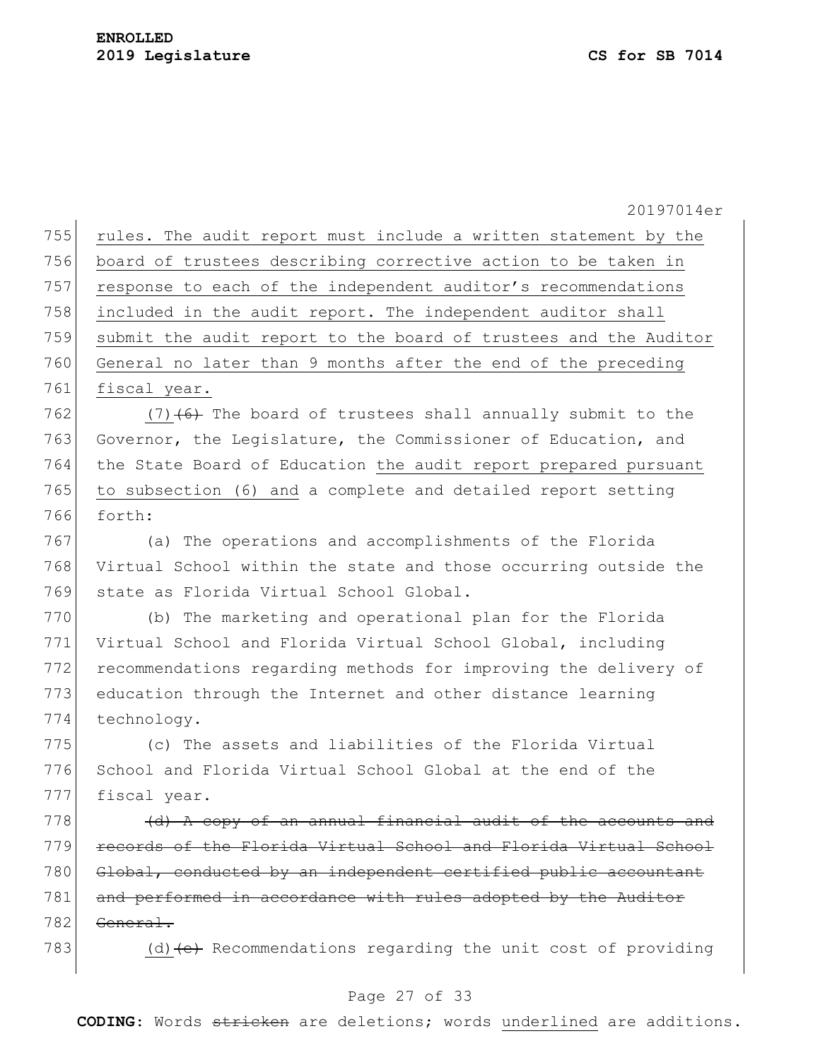rules. The audit report must include a written statement by the board of trustees describing corrective action to be taken in response to each of the independent auditor's recommendations included in the audit report. The independent auditor shall submit the audit report to the board of trustees and the Auditor General no later than 9 months after the end of the preceding fiscal year.

(7) ~~(6)~~ The board of trustees shall annually submit to the Governor, the Legislature, the Commissioner of Education, and the State Board of Education the audit report prepared pursuant to subsection (6) and a complete and detailed report setting forth:

(a) The operations and accomplishments of the Florida Virtual School within the state and those occurring outside the state as Florida Virtual School Global.

(b) The marketing and operational plan for the Florida Virtual School and Florida Virtual School Global, including recommendations regarding methods for improving the delivery of education through the Internet and other distance learning technology.

(c) The assets and liabilities of the Florida Virtual School and Florida Virtual School Global at the end of the fiscal year.

~~(d) A copy of an annual financial audit of the accounts and records of the Florida Virtual School and Florida Virtual School Global, conducted by an independent certified public accountant and performed in accordance with rules adopted by the Auditor General.~~

(d) ~~(e)~~ Recommendations regarding the unit cost of providing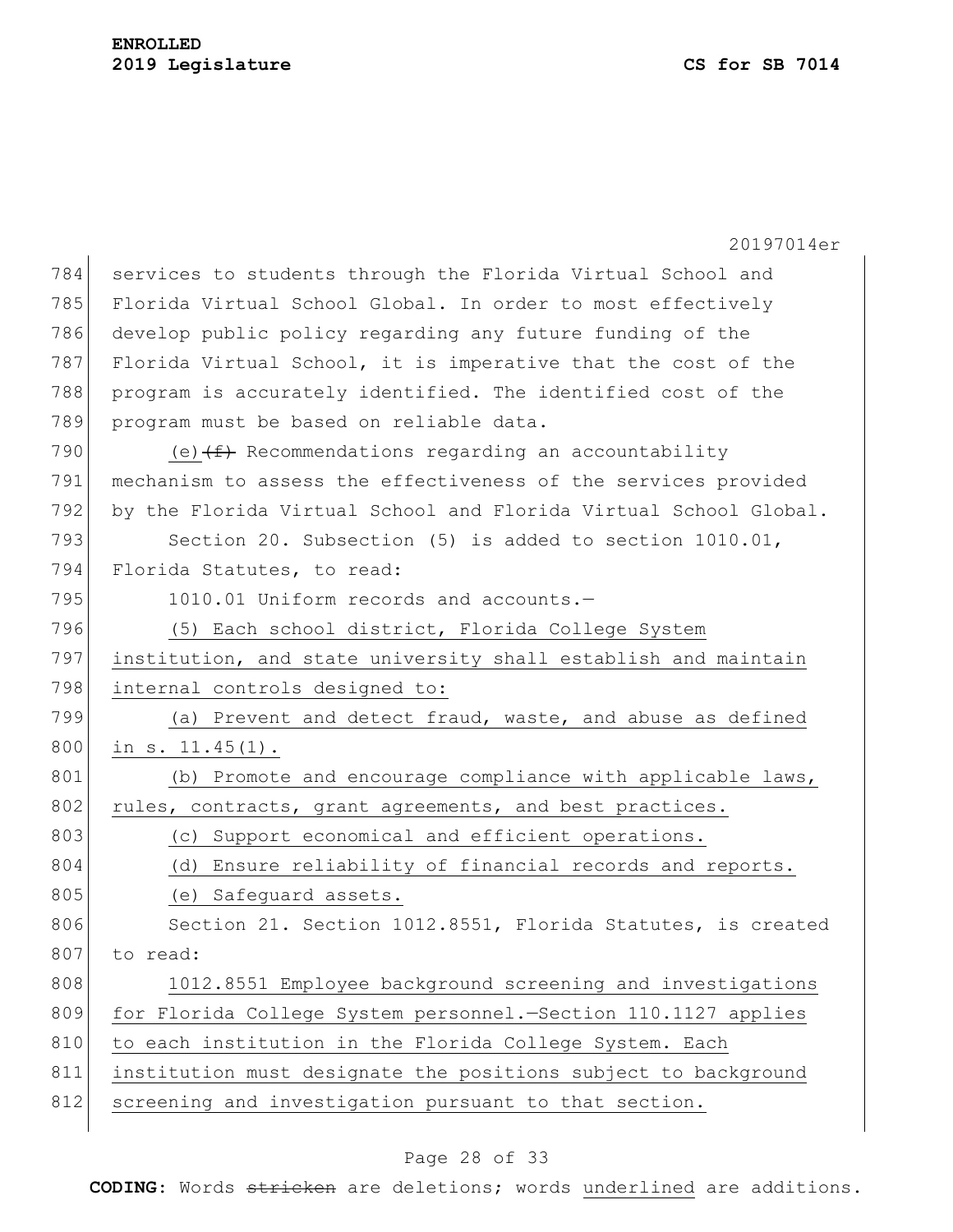services to students through the Florida Virtual School and Florida Virtual School Global. In order to most effectively develop public policy regarding any future funding of the Florida Virtual School, it is imperative that the cost of the program is accurately identified. The identified cost of the program must be based on reliable data.

(e) ~~(f)~~ Recommendations regarding an accountability mechanism to assess the effectiveness of the services provided by the Florida Virtual School and Florida Virtual School Global.

Section 20. Subsection (5) is added to section 1010.01, Florida Statutes, to read:

1010.01 Uniform records and accounts.—

<u>(5) Each school district, Florida College System institution, and state university shall establish and maintain internal controls designed to:</u>

<u>(a) Prevent and detect fraud, waste, and abuse as defined in s. 11.45(1).</u>

<u>(b) Promote and encourage compliance with applicable laws, rules, contracts, grant agreements, and best practices.</u>

<u>(c) Support economical and efficient operations.</u>

<u>(d) Ensure reliability of financial records and reports.</u>

<u>(e) Safeguard assets.</u>

Section 21. Section 1012.8551, Florida Statutes, is created to read:

<u>1012.8551 Employee background screening and investigations for Florida College System personnel.—Section 110.1127 applies to each institution in the Florida College System. Each institution must designate the positions subject to background screening and investigation pursuant to that section.</u>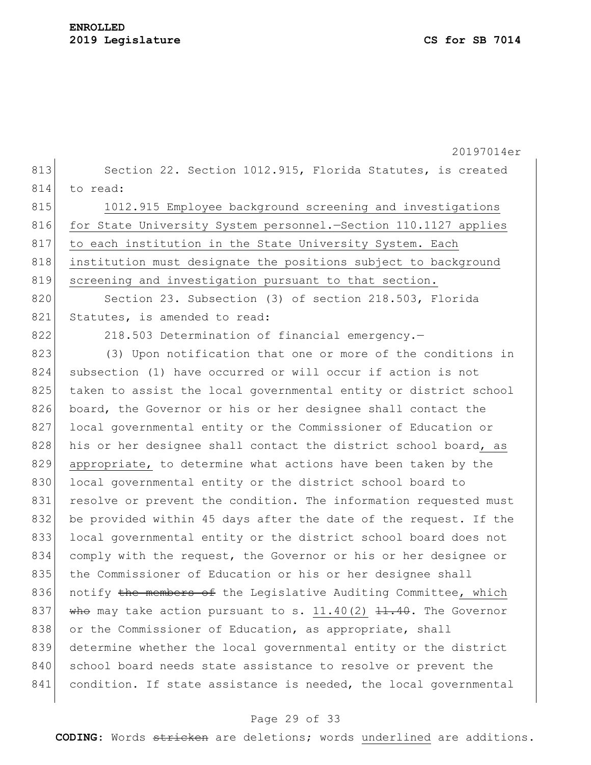Section 22. Section 1012.915, Florida Statutes, is created to read:

<u>1012.915 Employee background screening and investigations for State University System personnel.—Section 110.1127 applies to each institution in the State University System. Each institution must designate the positions subject to background screening and investigation pursuant to that section.</u>

Section 23. Subsection (3) of section 218.503, Florida Statutes, is amended to read:

218.503 Determination of financial emergency.—

(3) Upon notification that one or more of the conditions in subsection (1) have occurred or will occur if action is not taken to assist the local governmental entity or district school board, the Governor or his or her designee shall contact the local governmental entity or the Commissioner of Education or his or her designee shall contact the district school board<u>, as appropriate,</u> to determine what actions have been taken by the local governmental entity or the district school board to resolve or prevent the condition. The information requested must be provided within 45 days after the date of the request. If the local governmental entity or the district school board does not comply with the request, the Governor or his or her designee or the Commissioner of Education or his or her designee shall notify ~~the members of~~ the Legislative Auditing Committee<u>, which</u> ~~who~~ may take action pursuant to s. <u>11.40(2)</u> ~~11.40~~. The Governor or the Commissioner of Education, as appropriate, shall determine whether the local governmental entity or the district school board needs state assistance to resolve or prevent the condition. If state assistance is needed, the local governmental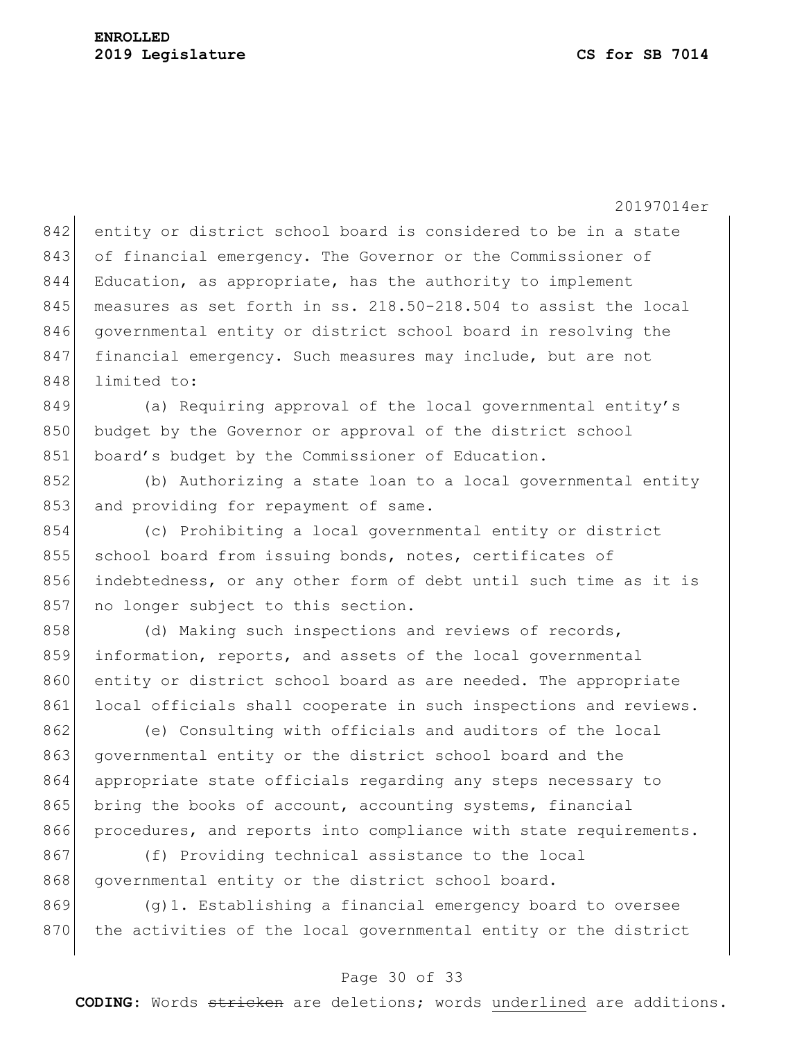entity or district school board is considered to be in a state of financial emergency. The Governor or the Commissioner of Education, as appropriate, has the authority to implement measures as set forth in ss. 218.50-218.504 to assist the local governmental entity or district school board in resolving the financial emergency. Such measures may include, but are not limited to:

(a) Requiring approval of the local governmental entity's budget by the Governor or approval of the district school board's budget by the Commissioner of Education.

(b) Authorizing a state loan to a local governmental entity and providing for repayment of same.

(c) Prohibiting a local governmental entity or district school board from issuing bonds, notes, certificates of indebtedness, or any other form of debt until such time as it is no longer subject to this section.

(d) Making such inspections and reviews of records, information, reports, and assets of the local governmental entity or district school board as are needed. The appropriate local officials shall cooperate in such inspections and reviews.

(e) Consulting with officials and auditors of the local governmental entity or the district school board and the appropriate state officials regarding any steps necessary to bring the books of account, accounting systems, financial procedures, and reports into compliance with state requirements.

(f) Providing technical assistance to the local governmental entity or the district school board.

(g)1. Establishing a financial emergency board to oversee the activities of the local governmental entity or the district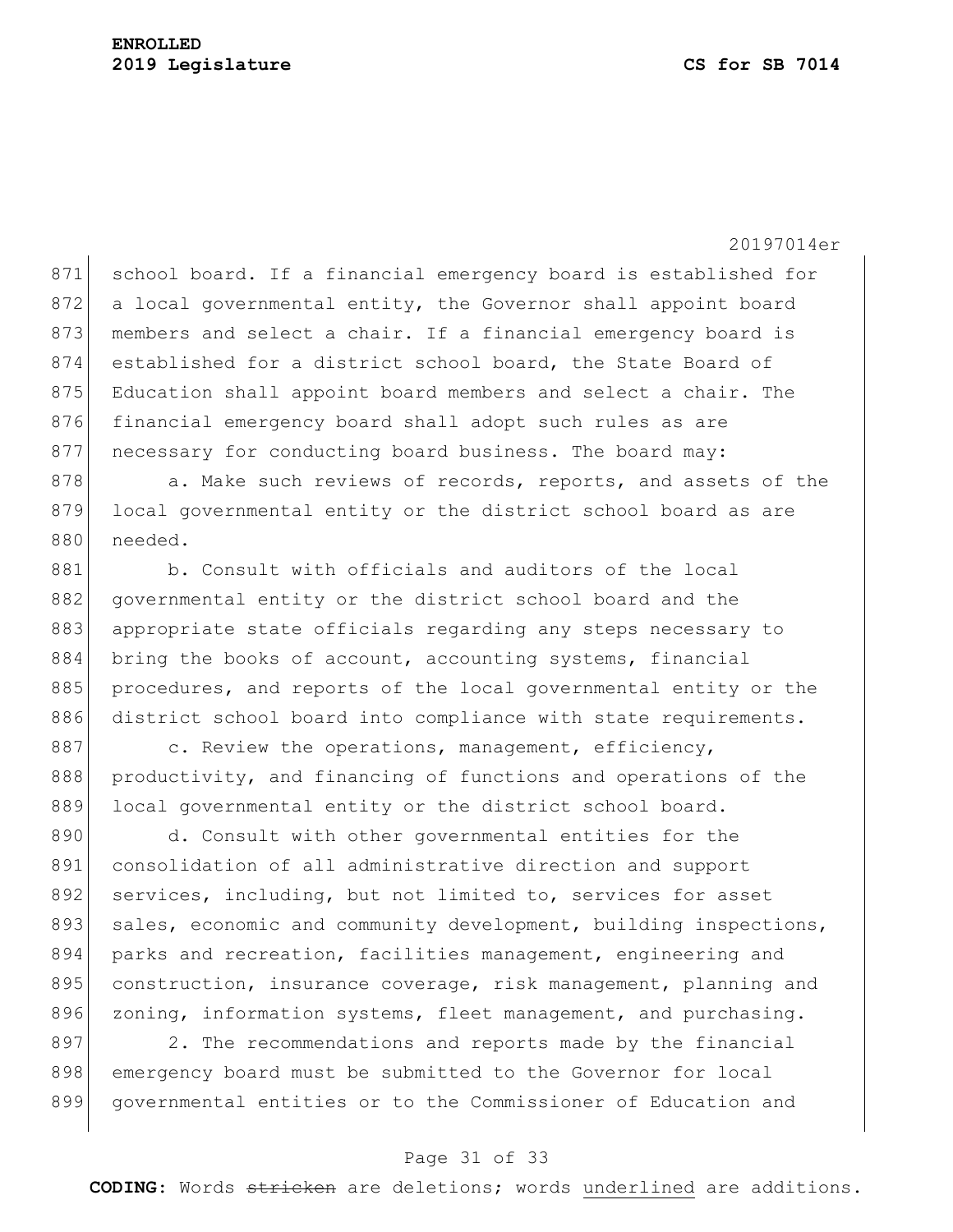school board. If a financial emergency board is established for a local governmental entity, the Governor shall appoint board members and select a chair. If a financial emergency board is established for a district school board, the State Board of Education shall appoint board members and select a chair. The financial emergency board shall adopt such rules as are necessary for conducting board business. The board may:

a. Make such reviews of records, reports, and assets of the local governmental entity or the district school board as are needed.

b. Consult with officials and auditors of the local governmental entity or the district school board and the appropriate state officials regarding any steps necessary to bring the books of account, accounting systems, financial procedures, and reports of the local governmental entity or the district school board into compliance with state requirements.

c. Review the operations, management, efficiency, productivity, and financing of functions and operations of the local governmental entity or the district school board.

d. Consult with other governmental entities for the consolidation of all administrative direction and support services, including, but not limited to, services for asset sales, economic and community development, building inspections, parks and recreation, facilities management, engineering and construction, insurance coverage, risk management, planning and zoning, information systems, fleet management, and purchasing.

2. The recommendations and reports made by the financial emergency board must be submitted to the Governor for local governmental entities or to the Commissioner of Education and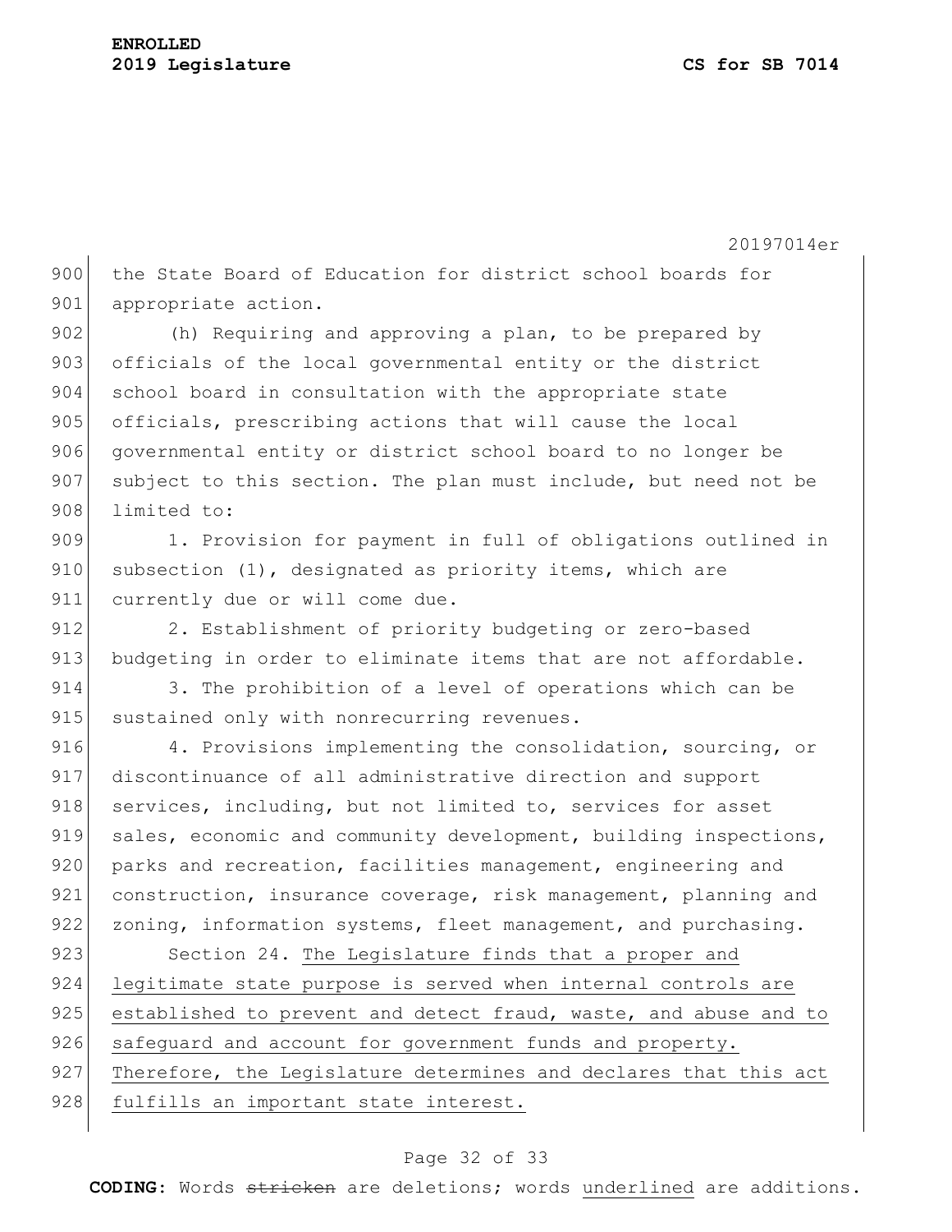the State Board of Education for district school boards for appropriate action.

(h) Requiring and approving a plan, to be prepared by officials of the local governmental entity or the district school board in consultation with the appropriate state officials, prescribing actions that will cause the local governmental entity or district school board to no longer be subject to this section. The plan must include, but need not be limited to:

1. Provision for payment in full of obligations outlined in subsection (1), designated as priority items, which are currently due or will come due.

2. Establishment of priority budgeting or zero-based budgeting in order to eliminate items that are not affordable.

3. The prohibition of a level of operations which can be sustained only with nonrecurring revenues.

4. Provisions implementing the consolidation, sourcing, or discontinuance of all administrative direction and support services, including, but not limited to, services for asset sales, economic and community development, building inspections, parks and recreation, facilities management, engineering and construction, insurance coverage, risk management, planning and zoning, information systems, fleet management, and purchasing.

Section 24. The Legislature finds that a proper and legitimate state purpose is served when internal controls are established to prevent and detect fraud, waste, and abuse and to safeguard and account for government funds and property. Therefore, the Legislature determines and declares that this act fulfills an important state interest.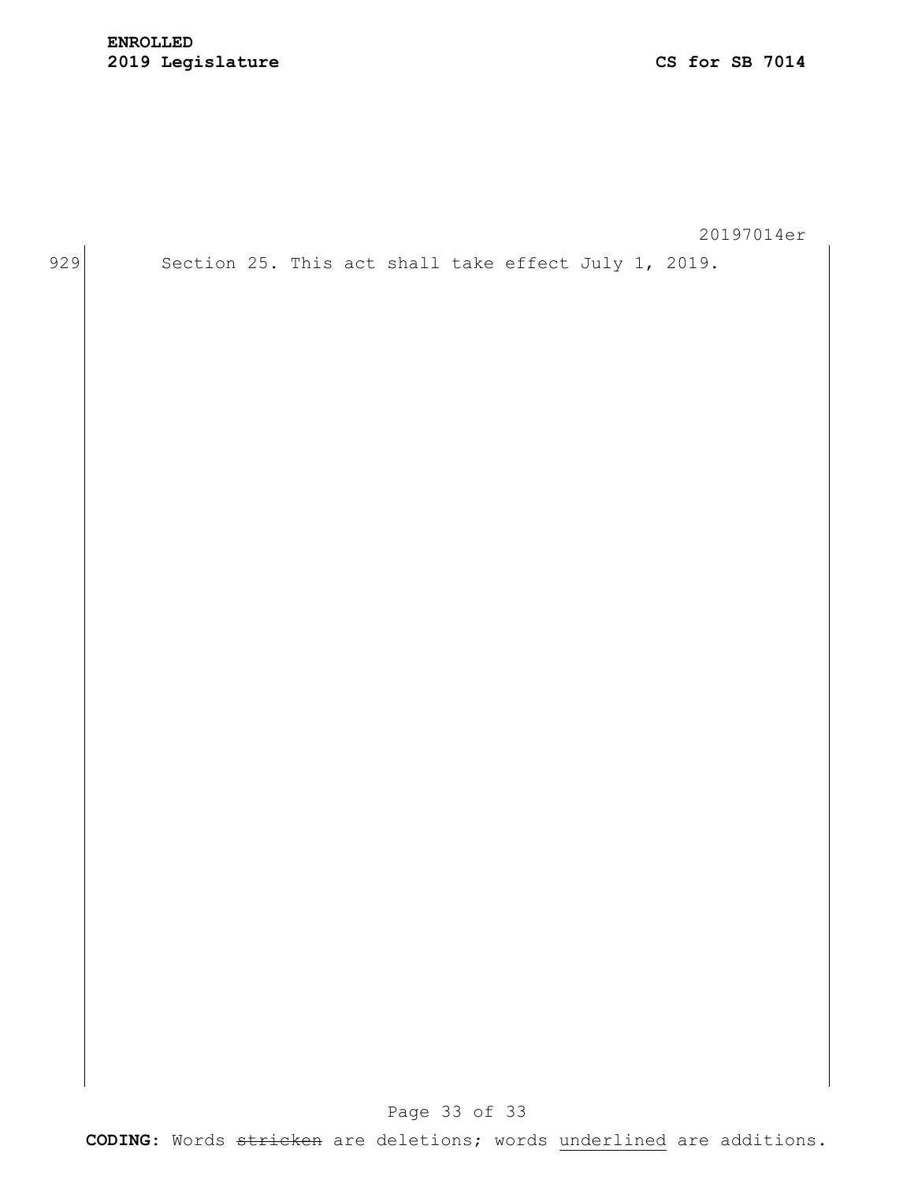929 Section 25. This act shall take effect July 1, 2019.